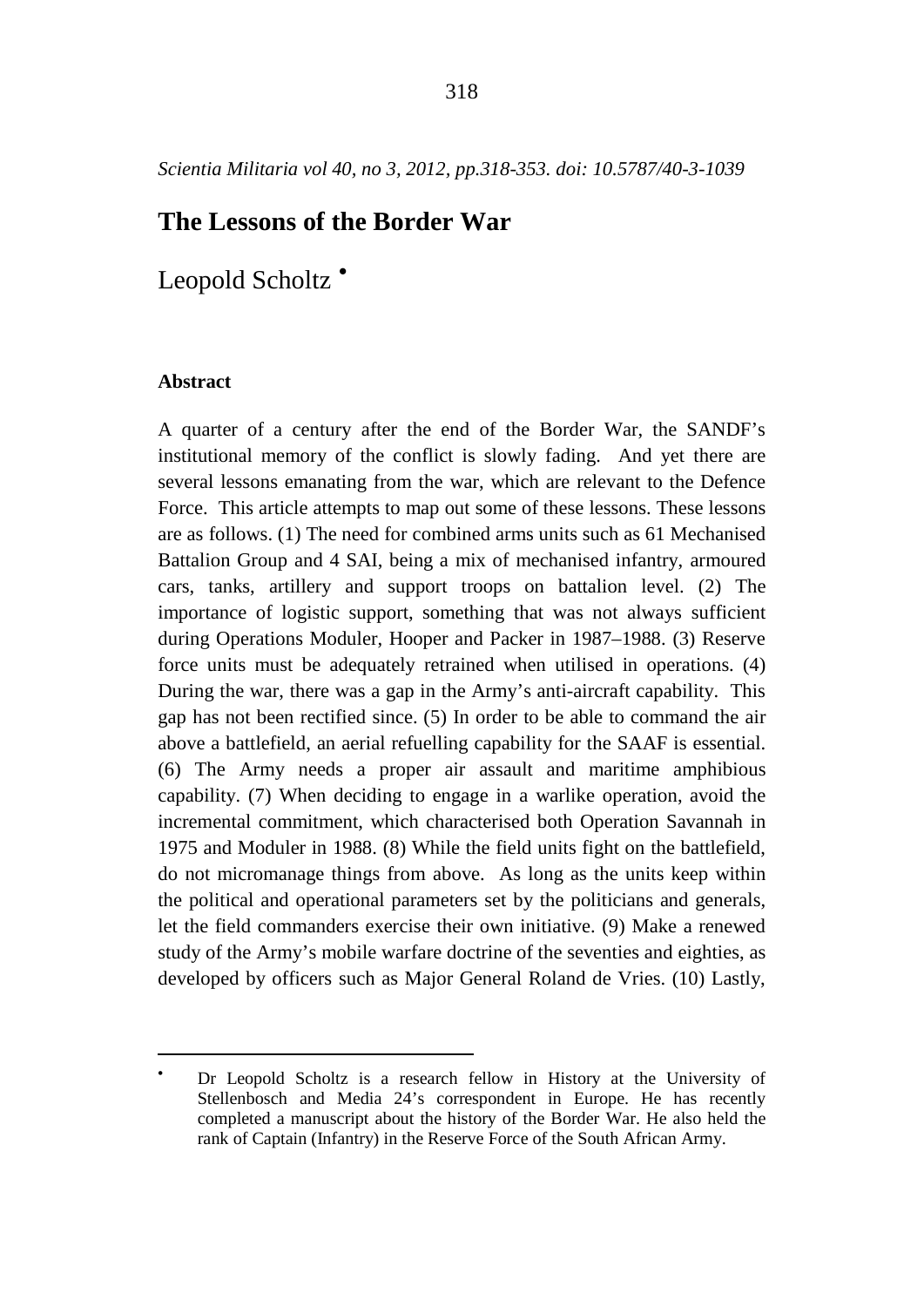*Scientia Militaria vol 40, no 3, 2012, pp.318-353. doi: 10.5787/40-3-1039*

# The Lessons of the Border War

Leopold Scholtz [•]

### Abstract

A quarter of a century after the end of the Border War, the SANDF's institutional memory of the conflict is slowly fading. And yet there are several lessons emanating from the war, which are relevant to the Defence Force. This article attempts to map out some of these lessons. These lessons are as follows. (1) The need for combined arms units such as 61 Mechanised Battalion Group and 4 SAI, being a mix of mechanised infantry, armoured cars, tanks, artillery and support troops on battalion level. (2) The importance of logistic support, something that was not always sufficient during Operations Moduler, Hooper and Packer in 1987–1988. (3) Reserve force units must be adequately retrained when utilised in operations. (4) During the war, there was a gap in the Army's anti-aircraft capability. This gap has not been rectified since. (5) In order to be able to command the air above a battlefield, an aerial refuelling capability for the SAAF is essential. (6) The Army needs a proper air assault and maritime amphibious capability. (7) When deciding to engage in a warlike operation, avoid the incremental commitment, which characterised both Operation Savannah in 1975 and Moduler in 1988. (8) While the field units fight on the battlefield, do not micromanage things from above. As long as the units keep within the political and operational parameters set by the politicians and generals, let the field commanders exercise their own initiative. (9) Make a renewed study of the Army's mobile warfare doctrine of the seventies and eighties, as developed by officers such as Major General Roland de Vries. (10) Lastly,

---

[•] Dr Leopold Scholtz is a research fellow in History at the University of Stellenbosch and Media 24's correspondent in Europe. He has recently completed a manuscript about the history of the Border War. He also held the rank of Captain (Infantry) in the Reserve Force of the South African Army.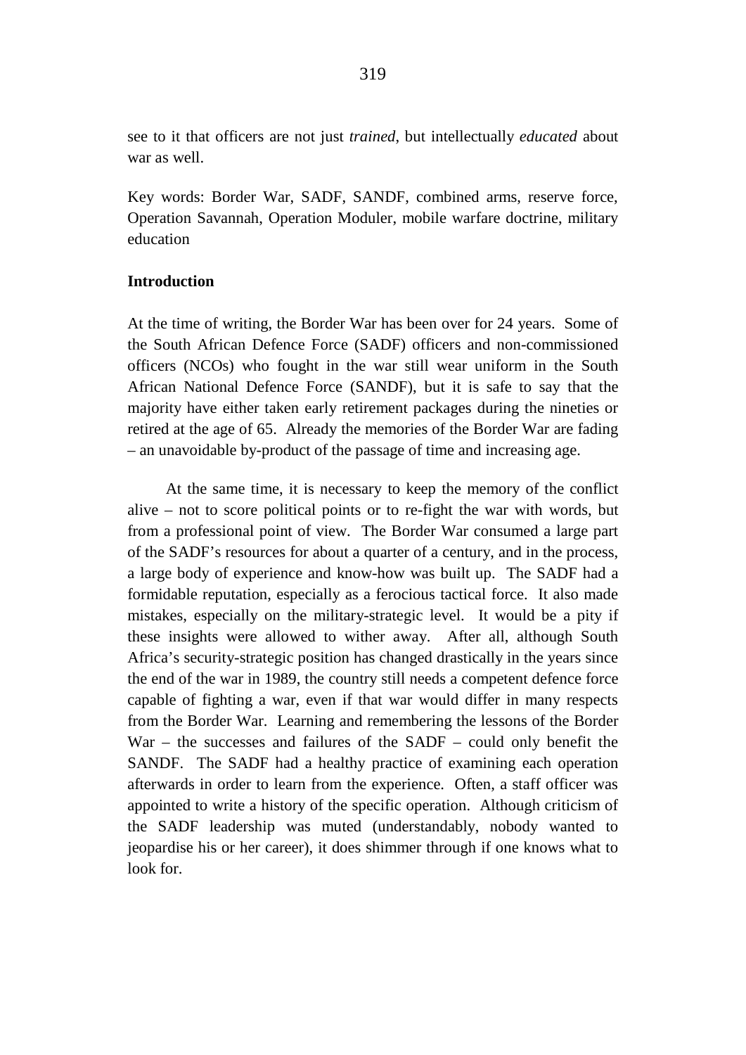see to it that officers are not just *trained*, but intellectually *educated* about war as well.

Key words: Border War, SADF, SANDF, combined arms, reserve force, Operation Savannah, Operation Moduler, mobile warfare doctrine, military education

**Introduction**

At the time of writing, the Border War has been over for 24 years. Some of the South African Defence Force (SADF) officers and non-commissioned officers (NCOs) who fought in the war still wear uniform in the South African National Defence Force (SANDF), but it is safe to say that the majority have either taken early retirement packages during the nineties or retired at the age of 65. Already the memories of the Border War are fading – an unavoidable by-product of the passage of time and increasing age.

At the same time, it is necessary to keep the memory of the conflict alive – not to score political points or to re-fight the war with words, but from a professional point of view. The Border War consumed a large part of the SADF's resources for about a quarter of a century, and in the process, a large body of experience and know-how was built up. The SADF had a formidable reputation, especially as a ferocious tactical force. It also made mistakes, especially on the military-strategic level. It would be a pity if these insights were allowed to wither away. After all, although South Africa's security-strategic position has changed drastically in the years since the end of the war in 1989, the country still needs a competent defence force capable of fighting a war, even if that war would differ in many respects from the Border War. Learning and remembering the lessons of the Border War – the successes and failures of the SADF – could only benefit the SANDF. The SADF had a healthy practice of examining each operation afterwards in order to learn from the experience. Often, a staff officer was appointed to write a history of the specific operation. Although criticism of the SADF leadership was muted (understandably, nobody wanted to jeopardise his or her career), it does shimmer through if one knows what to look for.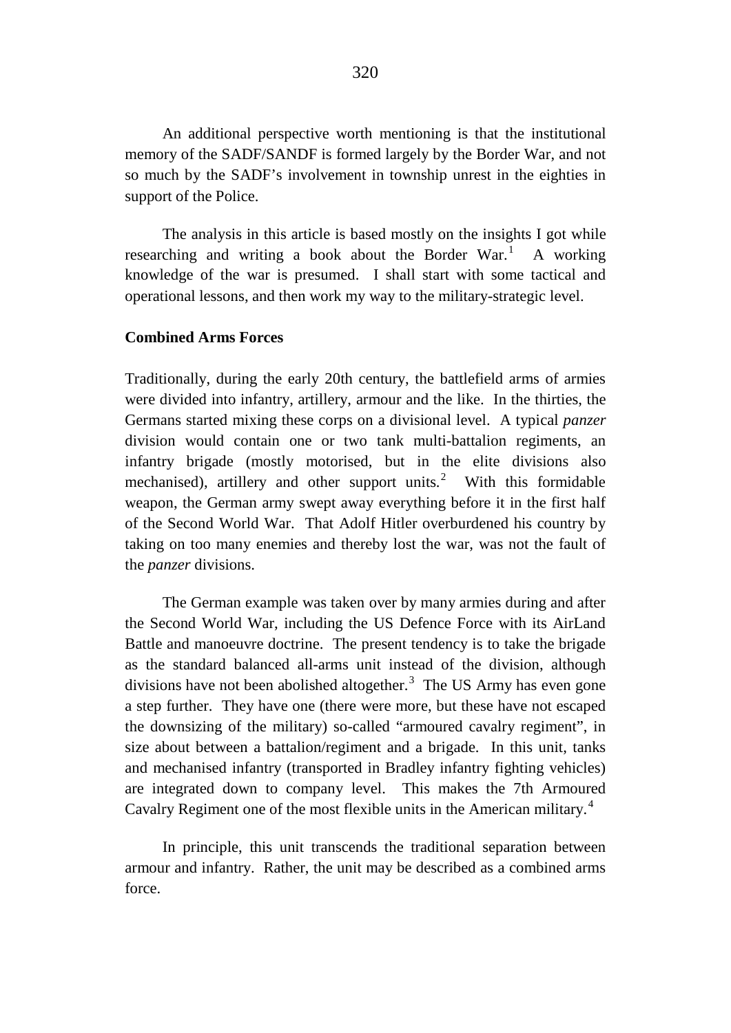An additional perspective worth mentioning is that the institutional memory of the SADF/SANDF is formed largely by the Border War, and not so much by the SADF's involvement in township unrest in the eighties in support of the Police.

The analysis in this article is based mostly on the insights I got while researching and writing a book about the Border War.[1] A working knowledge of the war is presumed. I shall start with some tactical and operational lessons, and then work my way to the military-strategic level.

**Combined Arms Forces**

Traditionally, during the early 20th century, the battlefield arms of armies were divided into infantry, artillery, armour and the like. In the thirties, the Germans started mixing these corps on a divisional level. A typical *panzer* division would contain one or two tank multi-battalion regiments, an infantry brigade (mostly motorised, but in the elite divisions also mechanised), artillery and other support units.[2] With this formidable weapon, the German army swept away everything before it in the first half of the Second World War. That Adolf Hitler overburdened his country by taking on too many enemies and thereby lost the war, was not the fault of the *panzer* divisions.

The German example was taken over by many armies during and after the Second World War, including the US Defence Force with its AirLand Battle and manoeuvre doctrine. The present tendency is to take the brigade as the standard balanced all-arms unit instead of the division, although divisions have not been abolished altogether.[3] The US Army has even gone a step further. They have one (there were more, but these have not escaped the downsizing of the military) so-called "armoured cavalry regiment", in size about between a battalion/regiment and a brigade. In this unit, tanks and mechanised infantry (transported in Bradley infantry fighting vehicles) are integrated down to company level. This makes the 7th Armoured Cavalry Regiment one of the most flexible units in the American military.[4]

In principle, this unit transcends the traditional separation between armour and infantry. Rather, the unit may be described as a combined arms force.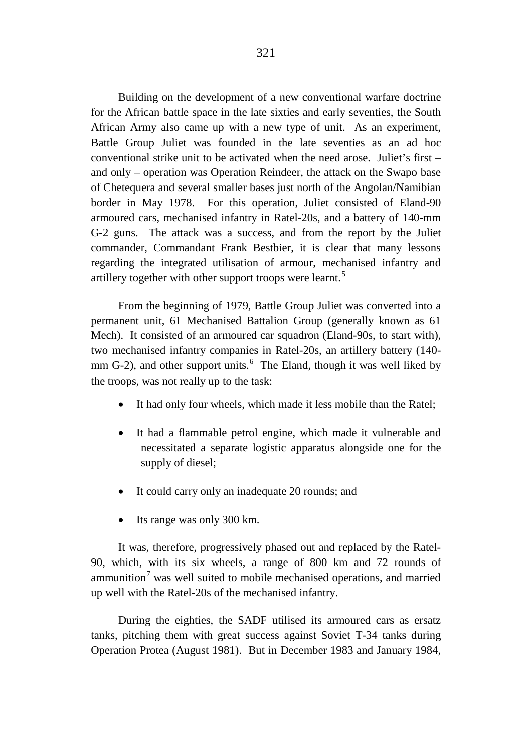Building on the development of a new conventional warfare doctrine for the African battle space in the late sixties and early seventies, the South African Army also came up with a new type of unit. As an experiment, Battle Group Juliet was founded in the late seventies as an ad hoc conventional strike unit to be activated when the need arose. Juliet's first – and only – operation was Operation Reindeer, the attack on the Swapo base of Chetequera and several smaller bases just north of the Angolan/Namibian border in May 1978. For this operation, Juliet consisted of Eland-90 armoured cars, mechanised infantry in Ratel-20s, and a battery of 140-mm G-2 guns. The attack was a success, and from the report by the Juliet commander, Commandant Frank Bestbier, it is clear that many lessons regarding the integrated utilisation of armour, mechanised infantry and artillery together with other support troops were learnt.[5]

From the beginning of 1979, Battle Group Juliet was converted into a permanent unit, 61 Mechanised Battalion Group (generally known as 61 Mech). It consisted of an armoured car squadron (Eland-90s, to start with), two mechanised infantry companies in Ratel-20s, an artillery battery (140-mm G-2), and other support units.[6] The Eland, though it was well liked by the troops, was not really up to the task:

- It had only four wheels, which made it less mobile than the Ratel;
- It had a flammable petrol engine, which made it vulnerable and necessitated a separate logistic apparatus alongside one for the supply of diesel;
- It could carry only an inadequate 20 rounds; and
- Its range was only 300 km.

It was, therefore, progressively phased out and replaced by the Ratel-90, which, with its six wheels, a range of 800 km and 72 rounds of ammunition[7] was well suited to mobile mechanised operations, and married up well with the Ratel-20s of the mechanised infantry.

During the eighties, the SADF utilised its armoured cars as ersatz tanks, pitching them with great success against Soviet T-34 tanks during Operation Protea (August 1981). But in December 1983 and January 1984,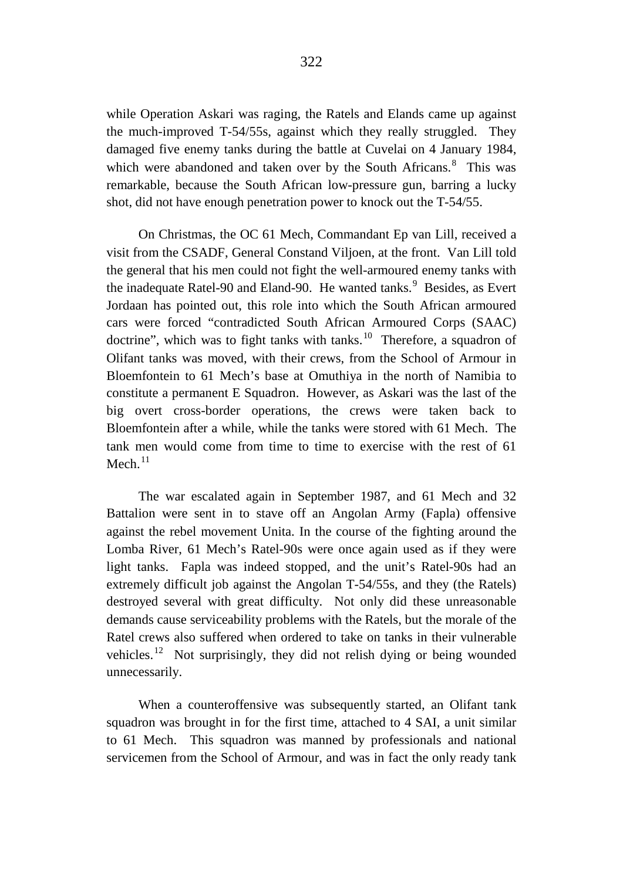while Operation Askari was raging, the Ratels and Elands came up against the much-improved T-54/55s, against which they really struggled. They damaged five enemy tanks during the battle at Cuvelai on 4 January 1984, which were abandoned and taken over by the South Africans.[8] This was remarkable, because the South African low-pressure gun, barring a lucky shot, did not have enough penetration power to knock out the T-54/55.

On Christmas, the OC 61 Mech, Commandant Ep van Lill, received a visit from the CSADF, General Constand Viljoen, at the front. Van Lill told the general that his men could not fight the well-armoured enemy tanks with the inadequate Ratel-90 and Eland-90. He wanted tanks.[9] Besides, as Evert Jordaan has pointed out, this role into which the South African armoured cars were forced "contradicted South African Armoured Corps (SAAC) doctrine", which was to fight tanks with tanks.[10] Therefore, a squadron of Olifant tanks was moved, with their crews, from the School of Armour in Bloemfontein to 61 Mech's base at Omuthiya in the north of Namibia to constitute a permanent E Squadron. However, as Askari was the last of the big overt cross-border operations, the crews were taken back to Bloemfontein after a while, while the tanks were stored with 61 Mech. The tank men would come from time to time to exercise with the rest of 61 Mech.[11]

The war escalated again in September 1987, and 61 Mech and 32 Battalion were sent in to stave off an Angolan Army (Fapla) offensive against the rebel movement Unita. In the course of the fighting around the Lomba River, 61 Mech's Ratel-90s were once again used as if they were light tanks. Fapla was indeed stopped, and the unit's Ratel-90s had an extremely difficult job against the Angolan T-54/55s, and they (the Ratels) destroyed several with great difficulty. Not only did these unreasonable demands cause serviceability problems with the Ratels, but the morale of the Ratel crews also suffered when ordered to take on tanks in their vulnerable vehicles.[12] Not surprisingly, they did not relish dying or being wounded unnecessarily.

When a counteroffensive was subsequently started, an Olifant tank squadron was brought in for the first time, attached to 4 SAI, a unit similar to 61 Mech. This squadron was manned by professionals and national servicemen from the School of Armour, and was in fact the only ready tank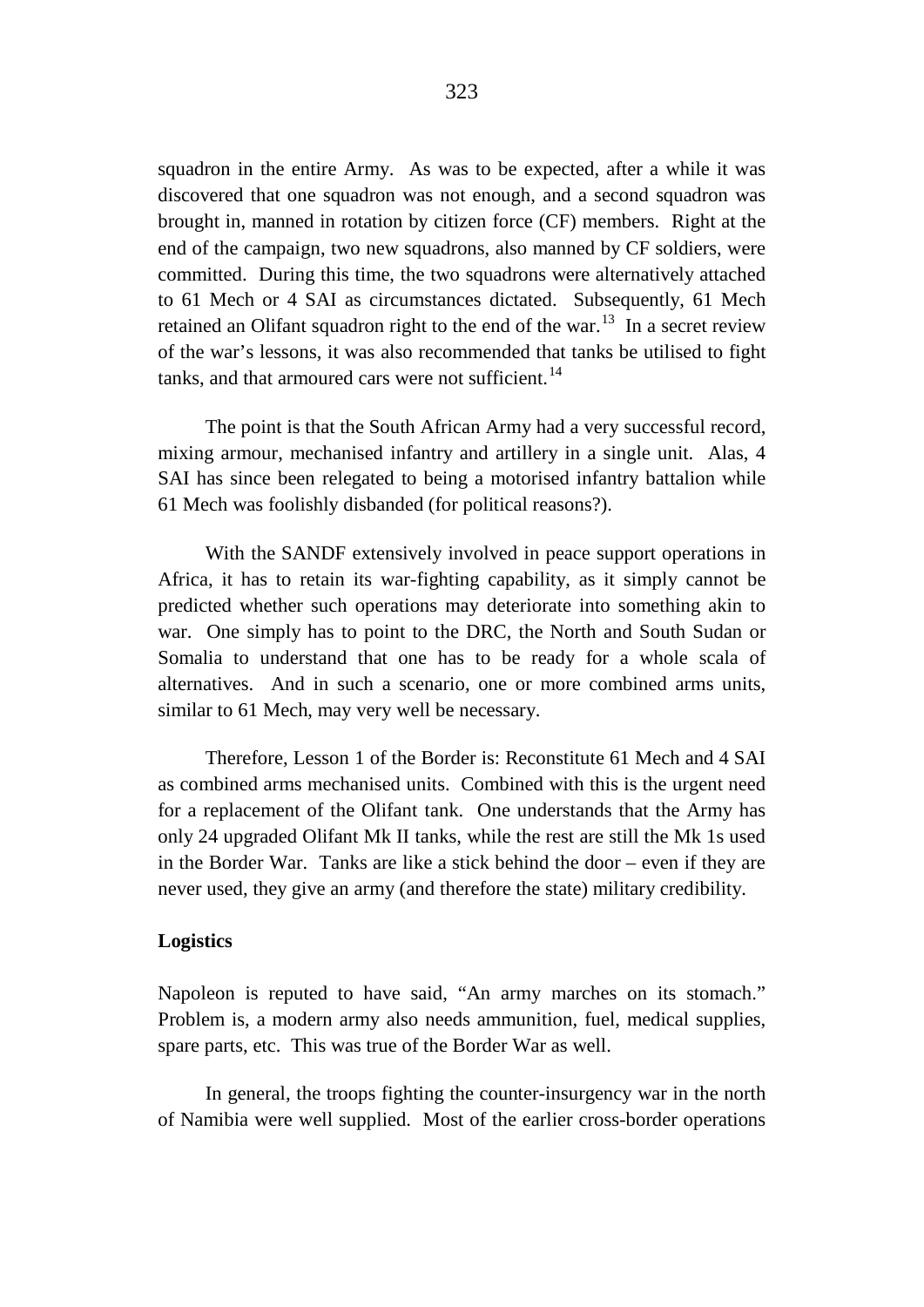squadron in the entire Army. As was to be expected, after a while it was discovered that one squadron was not enough, and a second squadron was brought in, manned in rotation by citizen force (CF) members. Right at the end of the campaign, two new squadrons, also manned by CF soldiers, were committed. During this time, the two squadrons were alternatively attached to 61 Mech or 4 SAI as circumstances dictated. Subsequently, 61 Mech retained an Olifant squadron right to the end of the war.[13] In a secret review of the war's lessons, it was also recommended that tanks be utilised to fight tanks, and that armoured cars were not sufficient.[14]

The point is that the South African Army had a very successful record, mixing armour, mechanised infantry and artillery in a single unit. Alas, 4 SAI has since been relegated to being a motorised infantry battalion while 61 Mech was foolishly disbanded (for political reasons?).

With the SANDF extensively involved in peace support operations in Africa, it has to retain its war-fighting capability, as it simply cannot be predicted whether such operations may deteriorate into something akin to war. One simply has to point to the DRC, the North and South Sudan or Somalia to understand that one has to be ready for a whole scala of alternatives. And in such a scenario, one or more combined arms units, similar to 61 Mech, may very well be necessary.

Therefore, Lesson 1 of the Border is: Reconstitute 61 Mech and 4 SAI as combined arms mechanised units. Combined with this is the urgent need for a replacement of the Olifant tank. One understands that the Army has only 24 upgraded Olifant Mk II tanks, while the rest are still the Mk 1s used in the Border War. Tanks are like a stick behind the door – even if they are never used, they give an army (and therefore the state) military credibility.

**Logistics**

Napoleon is reputed to have said, "An army marches on its stomach." Problem is, a modern army also needs ammunition, fuel, medical supplies, spare parts, etc. This was true of the Border War as well.

In general, the troops fighting the counter-insurgency war in the north of Namibia were well supplied. Most of the earlier cross-border operations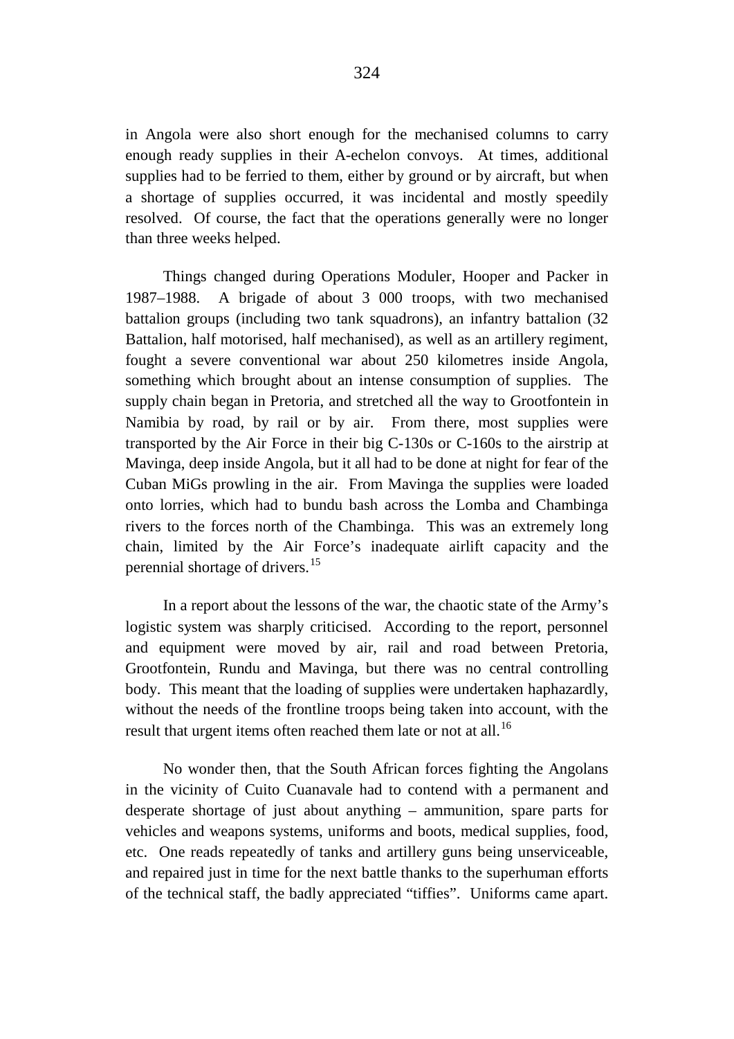in Angola were also short enough for the mechanised columns to carry enough ready supplies in their A-echelon convoys. At times, additional supplies had to be ferried to them, either by ground or by aircraft, but when a shortage of supplies occurred, it was incidental and mostly speedily resolved. Of course, the fact that the operations generally were no longer than three weeks helped.

Things changed during Operations Moduler, Hooper and Packer in 1987–1988. A brigade of about 3 000 troops, with two mechanised battalion groups (including two tank squadrons), an infantry battalion (32 Battalion, half motorised, half mechanised), as well as an artillery regiment, fought a severe conventional war about 250 kilometres inside Angola, something which brought about an intense consumption of supplies. The supply chain began in Pretoria, and stretched all the way to Grootfontein in Namibia by road, by rail or by air. From there, most supplies were transported by the Air Force in their big C-130s or C-160s to the airstrip at Mavinga, deep inside Angola, but it all had to be done at night for fear of the Cuban MiGs prowling in the air. From Mavinga the supplies were loaded onto lorries, which had to bundu bash across the Lomba and Chambinga rivers to the forces north of the Chambinga. This was an extremely long chain, limited by the Air Force's inadequate airlift capacity and the perennial shortage of drivers.[15]

In a report about the lessons of the war, the chaotic state of the Army's logistic system was sharply criticised. According to the report, personnel and equipment were moved by air, rail and road between Pretoria, Grootfontein, Rundu and Mavinga, but there was no central controlling body. This meant that the loading of supplies were undertaken haphazardly, without the needs of the frontline troops being taken into account, with the result that urgent items often reached them late or not at all.[16]

No wonder then, that the South African forces fighting the Angolans in the vicinity of Cuito Cuanavale had to contend with a permanent and desperate shortage of just about anything – ammunition, spare parts for vehicles and weapons systems, uniforms and boots, medical supplies, food, etc. One reads repeatedly of tanks and artillery guns being unserviceable, and repaired just in time for the next battle thanks to the superhuman efforts of the technical staff, the badly appreciated "tiffies". Uniforms came apart.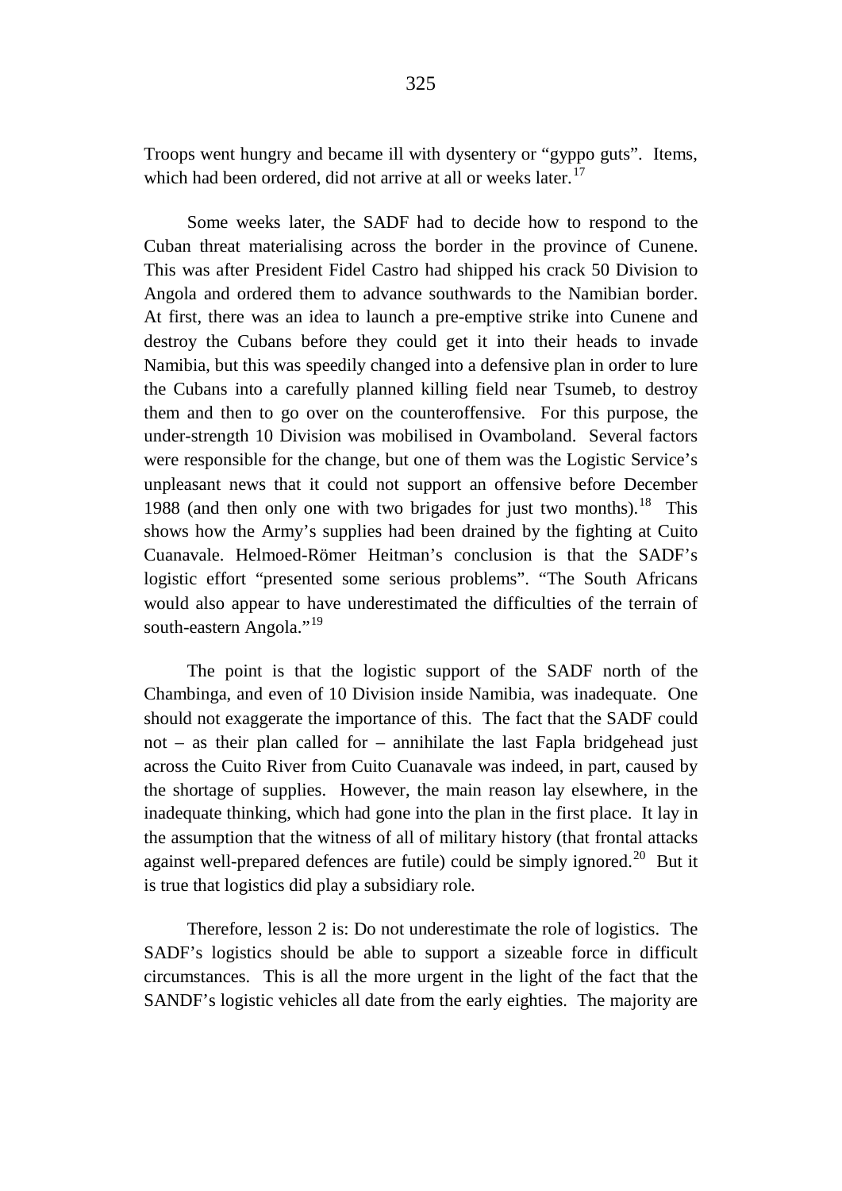Troops went hungry and became ill with dysentery or "gyppo guts". Items, which had been ordered, did not arrive at all or weeks later.[17]

Some weeks later, the SADF had to decide how to respond to the Cuban threat materialising across the border in the province of Cunene. This was after President Fidel Castro had shipped his crack 50 Division to Angola and ordered them to advance southwards to the Namibian border. At first, there was an idea to launch a pre-emptive strike into Cunene and destroy the Cubans before they could get it into their heads to invade Namibia, but this was speedily changed into a defensive plan in order to lure the Cubans into a carefully planned killing field near Tsumeb, to destroy them and then to go over on the counteroffensive. For this purpose, the under-strength 10 Division was mobilised in Ovamboland. Several factors were responsible for the change, but one of them was the Logistic Service's unpleasant news that it could not support an offensive before December 1988 (and then only one with two brigades for just two months).[18] This shows how the Army's supplies had been drained by the fighting at Cuito Cuanavale. Helmoed-Römer Heitman's conclusion is that the SADF's logistic effort "presented some serious problems". "The South Africans would also appear to have underestimated the difficulties of the terrain of south-eastern Angola."[19]

The point is that the logistic support of the SADF north of the Chambinga, and even of 10 Division inside Namibia, was inadequate. One should not exaggerate the importance of this. The fact that the SADF could not – as their plan called for – annihilate the last Fapla bridgehead just across the Cuito River from Cuito Cuanavale was indeed, in part, caused by the shortage of supplies. However, the main reason lay elsewhere, in the inadequate thinking, which had gone into the plan in the first place. It lay in the assumption that the witness of all of military history (that frontal attacks against well-prepared defences are futile) could be simply ignored.[20] But it is true that logistics did play a subsidiary role.

Therefore, lesson 2 is: Do not underestimate the role of logistics. The SADF's logistics should be able to support a sizeable force in difficult circumstances. This is all the more urgent in the light of the fact that the SANDF's logistic vehicles all date from the early eighties. The majority are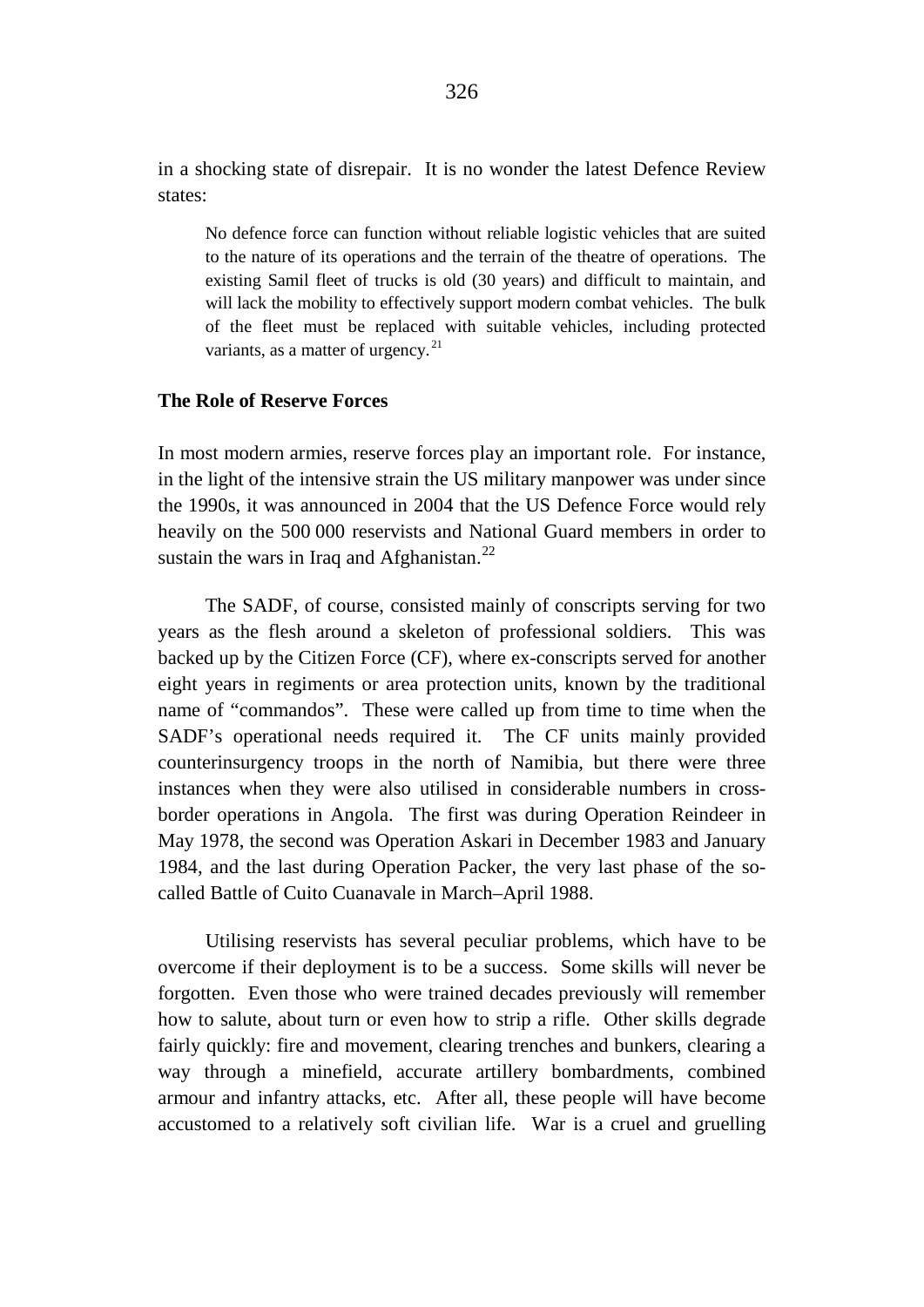in a shocking state of disrepair. It is no wonder the latest Defence Review states:

> No defence force can function without reliable logistic vehicles that are suited to the nature of its operations and the terrain of the theatre of operations. The existing Samil fleet of trucks is old (30 years) and difficult to maintain, and will lack the mobility to effectively support modern combat vehicles. The bulk of the fleet must be replaced with suitable vehicles, including protected variants, as a matter of urgency.[21]

### The Role of Reserve Forces

In most modern armies, reserve forces play an important role. For instance, in the light of the intensive strain the US military manpower was under since the 1990s, it was announced in 2004 that the US Defence Force would rely heavily on the 500 000 reservists and National Guard members in order to sustain the wars in Iraq and Afghanistan.[22]

The SADF, of course, consisted mainly of conscripts serving for two years as the flesh around a skeleton of professional soldiers. This was backed up by the Citizen Force (CF), where ex-conscripts served for another eight years in regiments or area protection units, known by the traditional name of "commandos". These were called up from time to time when the SADF's operational needs required it. The CF units mainly provided counterinsurgency troops in the north of Namibia, but there were three instances when they were also utilised in considerable numbers in cross-border operations in Angola. The first was during Operation Reindeer in May 1978, the second was Operation Askari in December 1983 and January 1984, and the last during Operation Packer, the very last phase of the so-called Battle of Cuito Cuanavale in March–April 1988.

Utilising reservists has several peculiar problems, which have to be overcome if their deployment is to be a success. Some skills will never be forgotten. Even those who were trained decades previously will remember how to salute, about turn or even how to strip a rifle. Other skills degrade fairly quickly: fire and movement, clearing trenches and bunkers, clearing a way through a minefield, accurate artillery bombardments, combined armour and infantry attacks, etc. After all, these people will have become accustomed to a relatively soft civilian life. War is a cruel and gruelling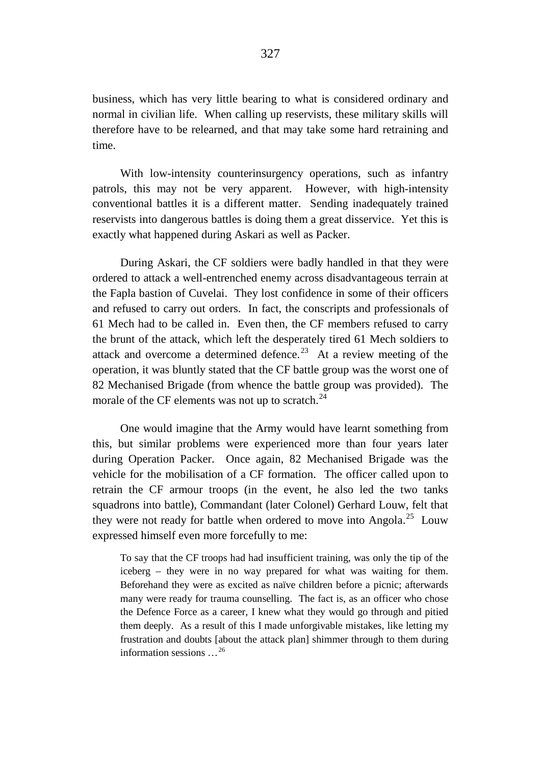business, which has very little bearing to what is considered ordinary and normal in civilian life. When calling up reservists, these military skills will therefore have to be relearned, and that may take some hard retraining and time.

With low-intensity counterinsurgency operations, such as infantry patrols, this may not be very apparent. However, with high-intensity conventional battles it is a different matter. Sending inadequately trained reservists into dangerous battles is doing them a great disservice. Yet this is exactly what happened during Askari as well as Packer.

During Askari, the CF soldiers were badly handled in that they were ordered to attack a well-entrenched enemy across disadvantageous terrain at the Fapla bastion of Cuvelai. They lost confidence in some of their officers and refused to carry out orders. In fact, the conscripts and professionals of 61 Mech had to be called in. Even then, the CF members refused to carry the brunt of the attack, which left the desperately tired 61 Mech soldiers to attack and overcome a determined defence.[23] At a review meeting of the operation, it was bluntly stated that the CF battle group was the worst one of 82 Mechanised Brigade (from whence the battle group was provided). The morale of the CF elements was not up to scratch.[24]

One would imagine that the Army would have learnt something from this, but similar problems were experienced more than four years later during Operation Packer. Once again, 82 Mechanised Brigade was the vehicle for the mobilisation of a CF formation. The officer called upon to retrain the CF armour troops (in the event, he also led the two tanks squadrons into battle), Commandant (later Colonel) Gerhard Louw, felt that they were not ready for battle when ordered to move into Angola.[25] Louw expressed himself even more forcefully to me:

> To say that the CF troops had had insufficient training, was only the tip of the iceberg – they were in no way prepared for what was waiting for them. Beforehand they were as excited as naïve children before a picnic; afterwards many were ready for trauma counselling. The fact is, as an officer who chose the Defence Force as a career, I knew what they would go through and pitied them deeply. As a result of this I made unforgivable mistakes, like letting my frustration and doubts [about the attack plan] shimmer through to them during information sessions …[26]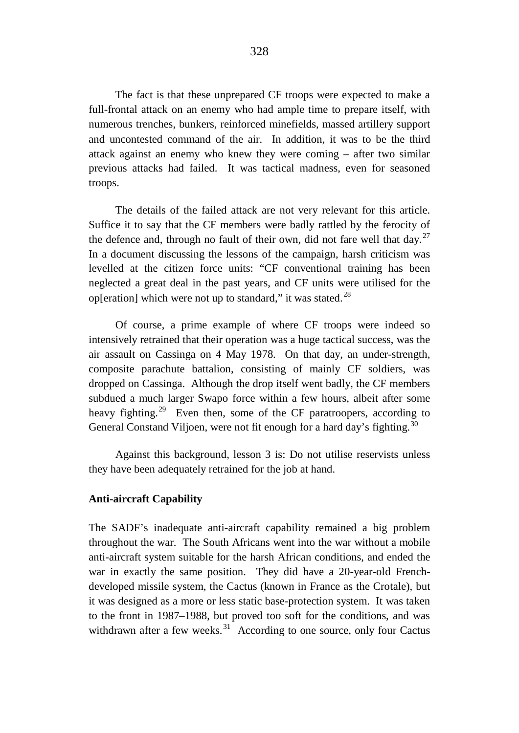The fact is that these unprepared CF troops were expected to make a full-frontal attack on an enemy who had ample time to prepare itself, with numerous trenches, bunkers, reinforced minefields, massed artillery support and uncontested command of the air. In addition, it was to be the third attack against an enemy who knew they were coming – after two similar previous attacks had failed. It was tactical madness, even for seasoned troops.

The details of the failed attack are not very relevant for this article. Suffice it to say that the CF members were badly rattled by the ferocity of the defence and, through no fault of their own, did not fare well that day.[27] In a document discussing the lessons of the campaign, harsh criticism was levelled at the citizen force units: "CF conventional training has been neglected a great deal in the past years, and CF units were utilised for the op[eration] which were not up to standard," it was stated.[28]

Of course, a prime example of where CF troops were indeed so intensively retrained that their operation was a huge tactical success, was the air assault on Cassinga on 4 May 1978. On that day, an under-strength, composite parachute battalion, consisting of mainly CF soldiers, was dropped on Cassinga. Although the drop itself went badly, the CF members subdued a much larger Swapo force within a few hours, albeit after some heavy fighting.[29] Even then, some of the CF paratroopers, according to General Constand Viljoen, were not fit enough for a hard day's fighting.[30]

Against this background, lesson 3 is: Do not utilise reservists unless they have been adequately retrained for the job at hand.

**Anti-aircraft Capability**

The SADF's inadequate anti-aircraft capability remained a big problem throughout the war. The South Africans went into the war without a mobile anti-aircraft system suitable for the harsh African conditions, and ended the war in exactly the same position. They did have a 20-year-old French-developed missile system, the Cactus (known in France as the Crotale), but it was designed as a more or less static base-protection system. It was taken to the front in 1987–1988, but proved too soft for the conditions, and was withdrawn after a few weeks.[31] According to one source, only four Cactus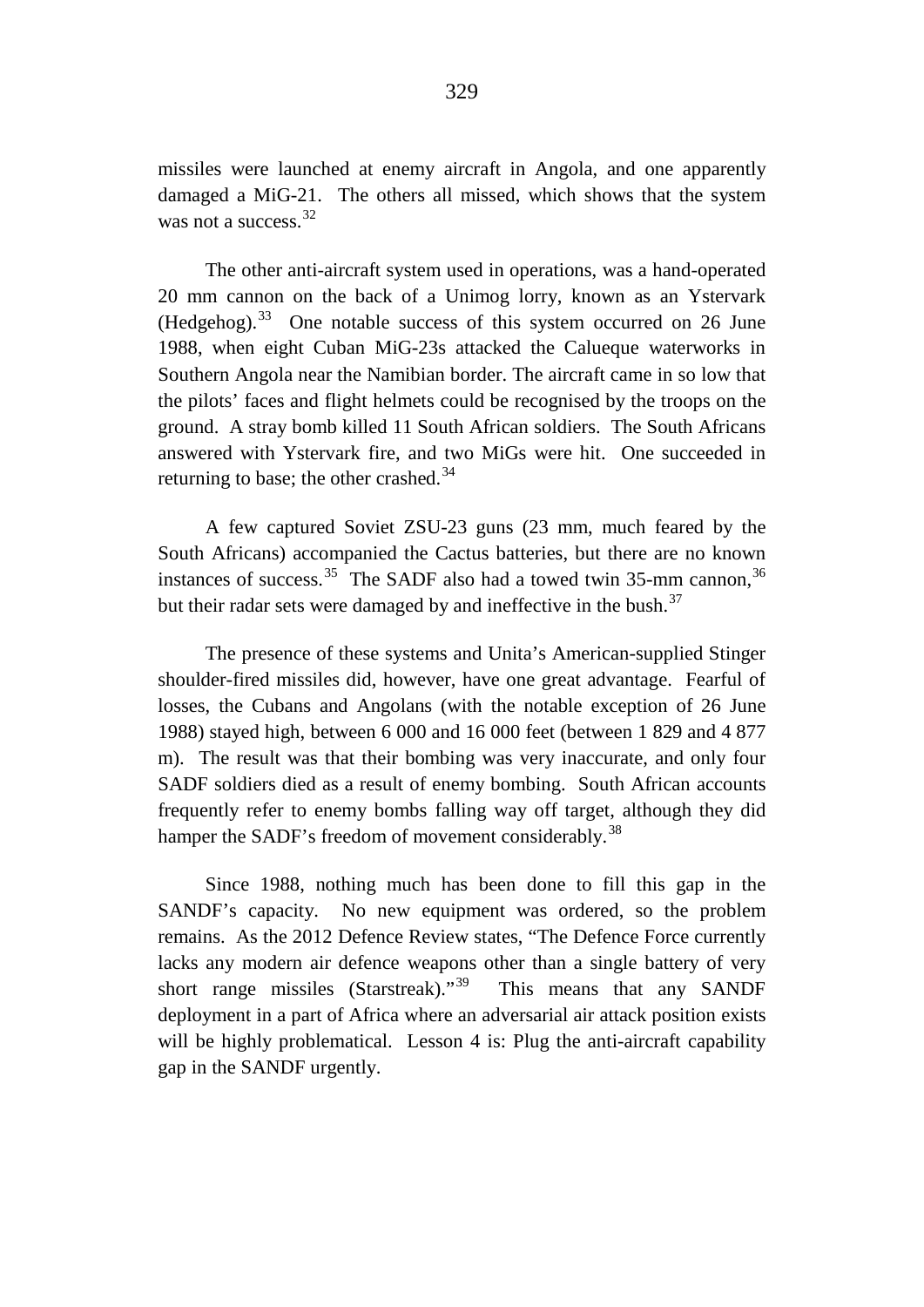missiles were launched at enemy aircraft in Angola, and one apparently damaged a MiG-21. The others all missed, which shows that the system was not a success.[32]

The other anti-aircraft system used in operations, was a hand-operated 20 mm cannon on the back of a Unimog lorry, known as an Ystervark (Hedgehog).[33] One notable success of this system occurred on 26 June 1988, when eight Cuban MiG-23s attacked the Calueque waterworks in Southern Angola near the Namibian border. The aircraft came in so low that the pilots' faces and flight helmets could be recognised by the troops on the ground. A stray bomb killed 11 South African soldiers. The South Africans answered with Ystervark fire, and two MiGs were hit. One succeeded in returning to base; the other crashed.[34]

A few captured Soviet ZSU-23 guns (23 mm, much feared by the South Africans) accompanied the Cactus batteries, but there are no known instances of success.[35] The SADF also had a towed twin 35-mm cannon,[36] but their radar sets were damaged by and ineffective in the bush.[37]

The presence of these systems and Unita's American-supplied Stinger shoulder-fired missiles did, however, have one great advantage. Fearful of losses, the Cubans and Angolans (with the notable exception of 26 June 1988) stayed high, between 6 000 and 16 000 feet (between 1 829 and 4 877 m). The result was that their bombing was very inaccurate, and only four SADF soldiers died as a result of enemy bombing. South African accounts frequently refer to enemy bombs falling way off target, although they did hamper the SADF's freedom of movement considerably.[38]

Since 1988, nothing much has been done to fill this gap in the SANDF's capacity. No new equipment was ordered, so the problem remains. As the 2012 Defence Review states, "The Defence Force currently lacks any modern air defence weapons other than a single battery of very short range missiles (Starstreak)."[39] This means that any SANDF deployment in a part of Africa where an adversarial air attack position exists will be highly problematical. Lesson 4 is: Plug the anti-aircraft capability gap in the SANDF urgently.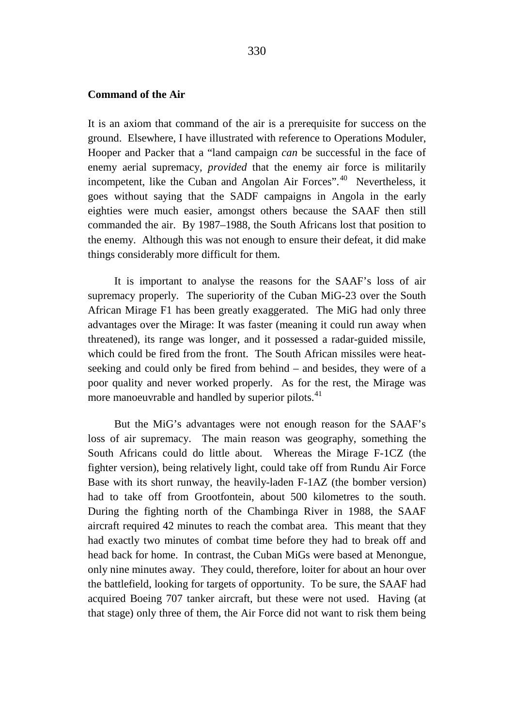**Command of the Air**

It is an axiom that command of the air is a prerequisite for success on the ground. Elsewhere, I have illustrated with reference to Operations Moduler, Hooper and Packer that a "land campaign *can* be successful in the face of enemy aerial supremacy, *provided* that the enemy air force is militarily incompetent, like the Cuban and Angolan Air Forces".[40] Nevertheless, it goes without saying that the SADF campaigns in Angola in the early eighties were much easier, amongst others because the SAAF then still commanded the air. By 1987–1988, the South Africans lost that position to the enemy. Although this was not enough to ensure their defeat, it did make things considerably more difficult for them.

It is important to analyse the reasons for the SAAF's loss of air supremacy properly. The superiority of the Cuban MiG-23 over the South African Mirage F1 has been greatly exaggerated. The MiG had only three advantages over the Mirage: It was faster (meaning it could run away when threatened), its range was longer, and it possessed a radar-guided missile, which could be fired from the front. The South African missiles were heat-seeking and could only be fired from behind – and besides, they were of a poor quality and never worked properly. As for the rest, the Mirage was more manoeuvrable and handled by superior pilots.[41]

But the MiG's advantages were not enough reason for the SAAF's loss of air supremacy. The main reason was geography, something the South Africans could do little about. Whereas the Mirage F-1CZ (the fighter version), being relatively light, could take off from Rundu Air Force Base with its short runway, the heavily-laden F-1AZ (the bomber version) had to take off from Grootfontein, about 500 kilometres to the south. During the fighting north of the Chambinga River in 1988, the SAAF aircraft required 42 minutes to reach the combat area. This meant that they had exactly two minutes of combat time before they had to break off and head back for home. In contrast, the Cuban MiGs were based at Menongue, only nine minutes away. They could, therefore, loiter for about an hour over the battlefield, looking for targets of opportunity. To be sure, the SAAF had acquired Boeing 707 tanker aircraft, but these were not used. Having (at that stage) only three of them, the Air Force did not want to risk them being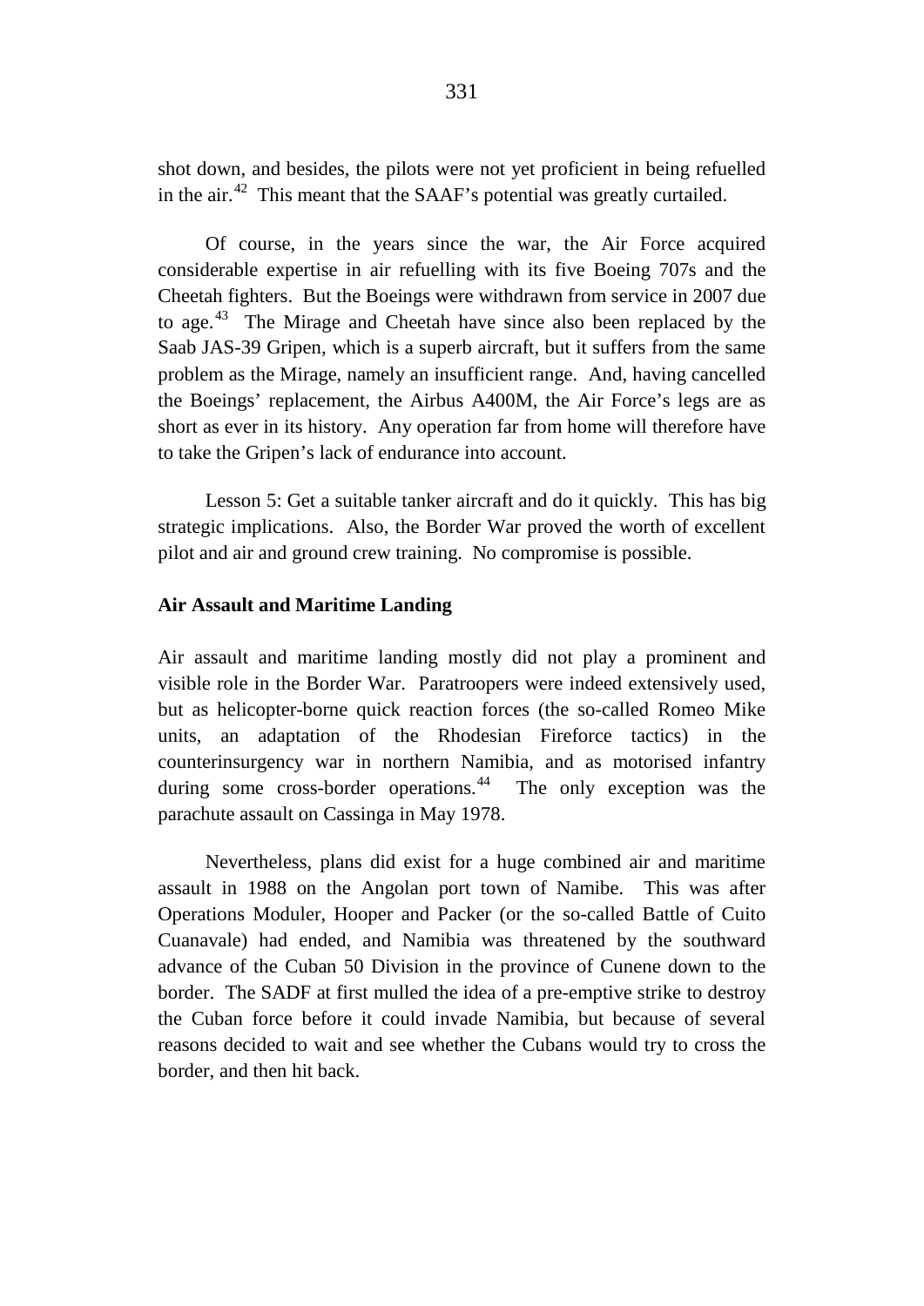shot down, and besides, the pilots were not yet proficient in being refuelled in the air.[42] This meant that the SAAF's potential was greatly curtailed.

Of course, in the years since the war, the Air Force acquired considerable expertise in air refuelling with its five Boeing 707s and the Cheetah fighters. But the Boeings were withdrawn from service in 2007 due to age.[43] The Mirage and Cheetah have since also been replaced by the Saab JAS-39 Gripen, which is a superb aircraft, but it suffers from the same problem as the Mirage, namely an insufficient range. And, having cancelled the Boeings' replacement, the Airbus A400M, the Air Force's legs are as short as ever in its history. Any operation far from home will therefore have to take the Gripen's lack of endurance into account.

Lesson 5: Get a suitable tanker aircraft and do it quickly. This has big strategic implications. Also, the Border War proved the worth of excellent pilot and air and ground crew training. No compromise is possible.

**Air Assault and Maritime Landing**

Air assault and maritime landing mostly did not play a prominent and visible role in the Border War. Paratroopers were indeed extensively used, but as helicopter-borne quick reaction forces (the so-called Romeo Mike units, an adaptation of the Rhodesian Fireforce tactics) in the counterinsurgency war in northern Namibia, and as motorised infantry during some cross-border operations.[44] The only exception was the parachute assault on Cassinga in May 1978.

Nevertheless, plans did exist for a huge combined air and maritime assault in 1988 on the Angolan port town of Namibe. This was after Operations Moduler, Hooper and Packer (or the so-called Battle of Cuito Cuanavale) had ended, and Namibia was threatened by the southward advance of the Cuban 50 Division in the province of Cunene down to the border. The SADF at first mulled the idea of a pre-emptive strike to destroy the Cuban force before it could invade Namibia, but because of several reasons decided to wait and see whether the Cubans would try to cross the border, and then hit back.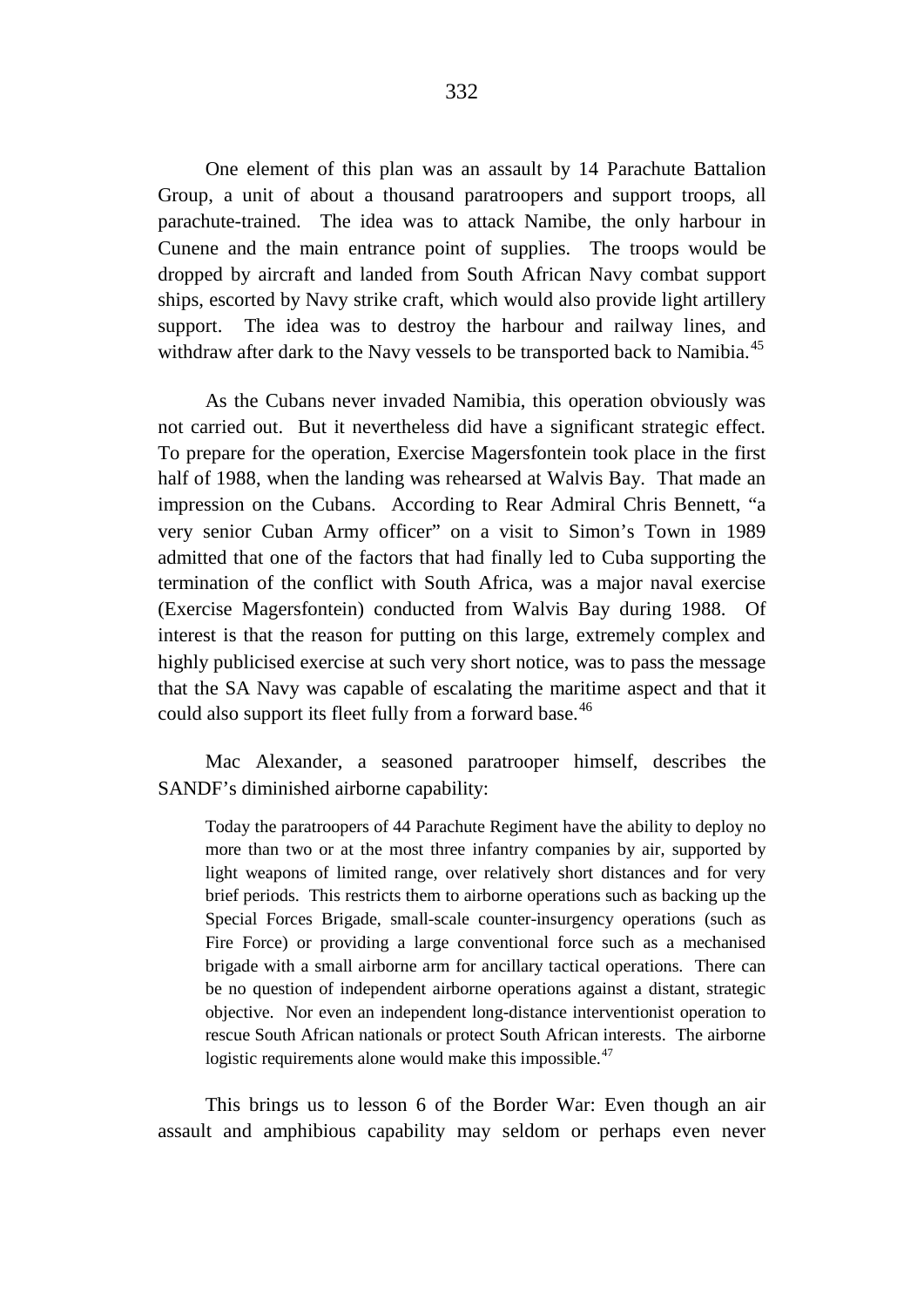One element of this plan was an assault by 14 Parachute Battalion Group, a unit of about a thousand paratroopers and support troops, all parachute-trained. The idea was to attack Namibe, the only harbour in Cunene and the main entrance point of supplies. The troops would be dropped by aircraft and landed from South African Navy combat support ships, escorted by Navy strike craft, which would also provide light artillery support. The idea was to destroy the harbour and railway lines, and withdraw after dark to the Navy vessels to be transported back to Namibia.[45]

As the Cubans never invaded Namibia, this operation obviously was not carried out. But it nevertheless did have a significant strategic effect. To prepare for the operation, Exercise Magersfontein took place in the first half of 1988, when the landing was rehearsed at Walvis Bay. That made an impression on the Cubans. According to Rear Admiral Chris Bennett, "a very senior Cuban Army officer" on a visit to Simon's Town in 1989 admitted that one of the factors that had finally led to Cuba supporting the termination of the conflict with South Africa, was a major naval exercise (Exercise Magersfontein) conducted from Walvis Bay during 1988. Of interest is that the reason for putting on this large, extremely complex and highly publicised exercise at such very short notice, was to pass the message that the SA Navy was capable of escalating the maritime aspect and that it could also support its fleet fully from a forward base.[46]

Mac Alexander, a seasoned paratrooper himself, describes the SANDF's diminished airborne capability:

> Today the paratroopers of 44 Parachute Regiment have the ability to deploy no more than two or at the most three infantry companies by air, supported by light weapons of limited range, over relatively short distances and for very brief periods. This restricts them to airborne operations such as backing up the Special Forces Brigade, small-scale counter-insurgency operations (such as Fire Force) or providing a large conventional force such as a mechanised brigade with a small airborne arm for ancillary tactical operations. There can be no question of independent airborne operations against a distant, strategic objective. Nor even an independent long-distance interventionist operation to rescue South African nationals or protect South African interests. The airborne logistic requirements alone would make this impossible.[47]

This brings us to lesson 6 of the Border War: Even though an air assault and amphibious capability may seldom or perhaps even never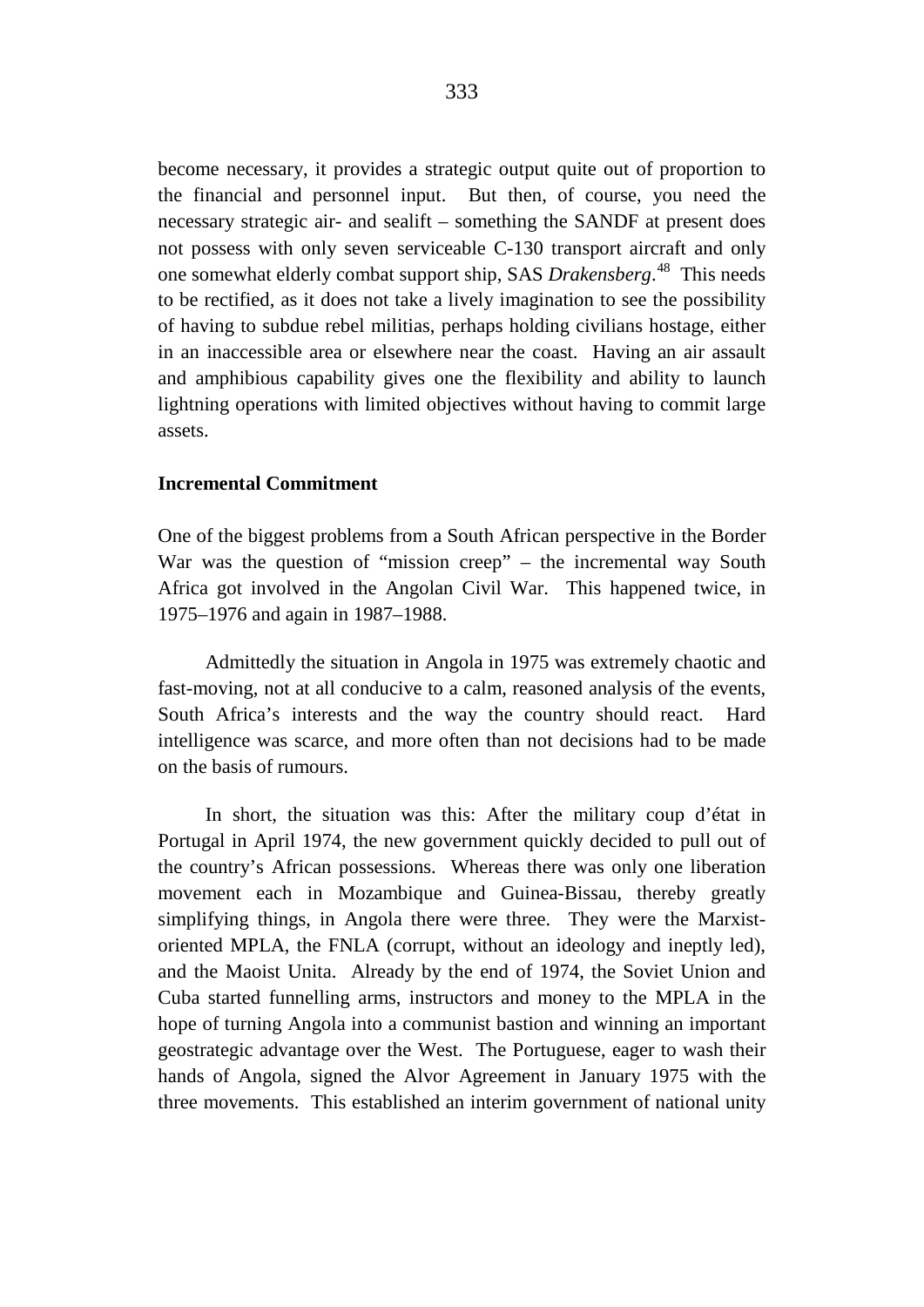become necessary, it provides a strategic output quite out of proportion to the financial and personnel input. But then, of course, you need the necessary strategic air- and sealift – something the SANDF at present does not possess with only seven serviceable C-130 transport aircraft and only one somewhat elderly combat support ship, SAS *Drakensberg*.[48] This needs to be rectified, as it does not take a lively imagination to see the possibility of having to subdue rebel militias, perhaps holding civilians hostage, either in an inaccessible area or elsewhere near the coast. Having an air assault and amphibious capability gives one the flexibility and ability to launch lightning operations with limited objectives without having to commit large assets.

**Incremental Commitment**

One of the biggest problems from a South African perspective in the Border War was the question of "mission creep" – the incremental way South Africa got involved in the Angolan Civil War. This happened twice, in 1975–1976 and again in 1987–1988.

Admittedly the situation in Angola in 1975 was extremely chaotic and fast-moving, not at all conducive to a calm, reasoned analysis of the events, South Africa's interests and the way the country should react. Hard intelligence was scarce, and more often than not decisions had to be made on the basis of rumours.

In short, the situation was this: After the military coup d'état in Portugal in April 1974, the new government quickly decided to pull out of the country's African possessions. Whereas there was only one liberation movement each in Mozambique and Guinea-Bissau, thereby greatly simplifying things, in Angola there were three. They were the Marxist-oriented MPLA, the FNLA (corrupt, without an ideology and ineptly led), and the Maoist Unita. Already by the end of 1974, the Soviet Union and Cuba started funnelling arms, instructors and money to the MPLA in the hope of turning Angola into a communist bastion and winning an important geostrategic advantage over the West. The Portuguese, eager to wash their hands of Angola, signed the Alvor Agreement in January 1975 with the three movements. This established an interim government of national unity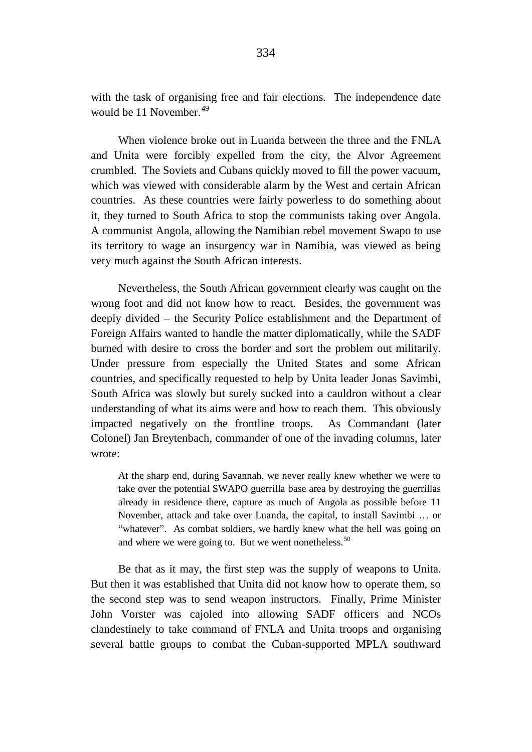with the task of organising free and fair elections. The independence date would be 11 November.[49]

When violence broke out in Luanda between the three and the FNLA and Unita were forcibly expelled from the city, the Alvor Agreement crumbled. The Soviets and Cubans quickly moved to fill the power vacuum, which was viewed with considerable alarm by the West and certain African countries. As these countries were fairly powerless to do something about it, they turned to South Africa to stop the communists taking over Angola. A communist Angola, allowing the Namibian rebel movement Swapo to use its territory to wage an insurgency war in Namibia, was viewed as being very much against the South African interests.

Nevertheless, the South African government clearly was caught on the wrong foot and did not know how to react. Besides, the government was deeply divided – the Security Police establishment and the Department of Foreign Affairs wanted to handle the matter diplomatically, while the SADF burned with desire to cross the border and sort the problem out militarily. Under pressure from especially the United States and some African countries, and specifically requested to help by Unita leader Jonas Savimbi, South Africa was slowly but surely sucked into a cauldron without a clear understanding of what its aims were and how to reach them. This obviously impacted negatively on the frontline troops. As Commandant (later Colonel) Jan Breytenbach, commander of one of the invading columns, later wrote:

> At the sharp end, during Savannah, we never really knew whether we were to take over the potential SWAPO guerrilla base area by destroying the guerrillas already in residence there, capture as much of Angola as possible before 11 November, attack and take over Luanda, the capital, to install Savimbi … or "whatever". As combat soldiers, we hardly knew what the hell was going on and where we were going to. But we went nonetheless.[50]

Be that as it may, the first step was the supply of weapons to Unita. But then it was established that Unita did not know how to operate them, so the second step was to send weapon instructors. Finally, Prime Minister John Vorster was cajoled into allowing SADF officers and NCOs clandestinely to take command of FNLA and Unita troops and organising several battle groups to combat the Cuban-supported MPLA southward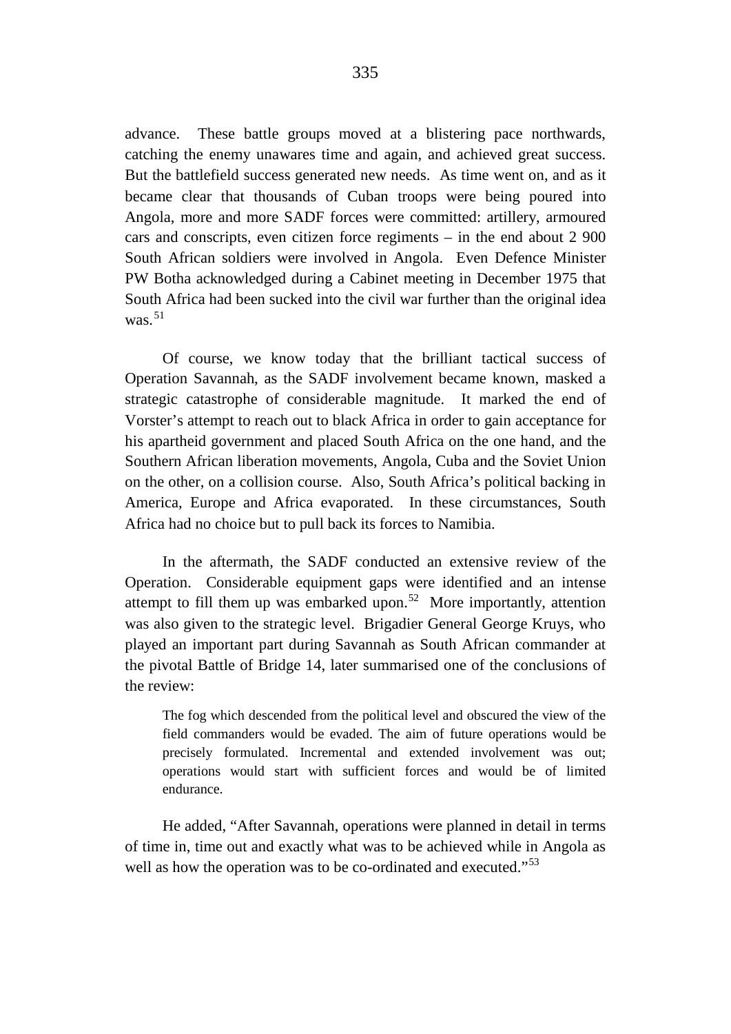advance. These battle groups moved at a blistering pace northwards, catching the enemy unawares time and again, and achieved great success. But the battlefield success generated new needs. As time went on, and as it became clear that thousands of Cuban troops were being poured into Angola, more and more SADF forces were committed: artillery, armoured cars and conscripts, even citizen force regiments – in the end about 2 900 South African soldiers were involved in Angola. Even Defence Minister PW Botha acknowledged during a Cabinet meeting in December 1975 that South Africa had been sucked into the civil war further than the original idea was.[51]

Of course, we know today that the brilliant tactical success of Operation Savannah, as the SADF involvement became known, masked a strategic catastrophe of considerable magnitude. It marked the end of Vorster's attempt to reach out to black Africa in order to gain acceptance for his apartheid government and placed South Africa on the one hand, and the Southern African liberation movements, Angola, Cuba and the Soviet Union on the other, on a collision course. Also, South Africa's political backing in America, Europe and Africa evaporated. In these circumstances, South Africa had no choice but to pull back its forces to Namibia.

In the aftermath, the SADF conducted an extensive review of the Operation. Considerable equipment gaps were identified and an intense attempt to fill them up was embarked upon.[52] More importantly, attention was also given to the strategic level. Brigadier General George Kruys, who played an important part during Savannah as South African commander at the pivotal Battle of Bridge 14, later summarised one of the conclusions of the review:

> The fog which descended from the political level and obscured the view of the field commanders would be evaded. The aim of future operations would be precisely formulated. Incremental and extended involvement was out; operations would start with sufficient forces and would be of limited endurance.

He added, "After Savannah, operations were planned in detail in terms of time in, time out and exactly what was to be achieved while in Angola as well as how the operation was to be co-ordinated and executed."[53]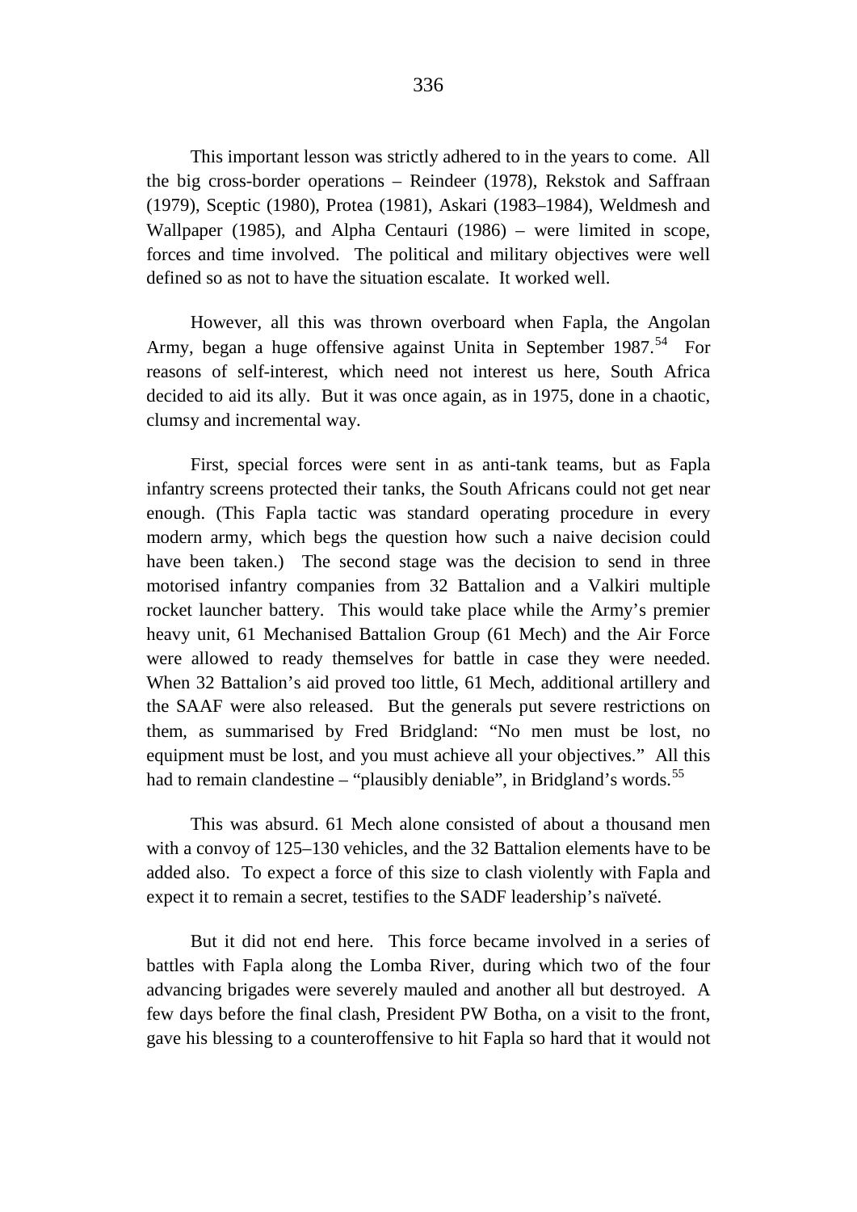This important lesson was strictly adhered to in the years to come. All the big cross-border operations – Reindeer (1978), Rekstok and Saffraan (1979), Sceptic (1980), Protea (1981), Askari (1983–1984), Weldmesh and Wallpaper (1985), and Alpha Centauri (1986) – were limited in scope, forces and time involved. The political and military objectives were well defined so as not to have the situation escalate. It worked well.

However, all this was thrown overboard when Fapla, the Angolan Army, began a huge offensive against Unita in September 1987.[54] For reasons of self-interest, which need not interest us here, South Africa decided to aid its ally. But it was once again, as in 1975, done in a chaotic, clumsy and incremental way.

First, special forces were sent in as anti-tank teams, but as Fapla infantry screens protected their tanks, the South Africans could not get near enough. (This Fapla tactic was standard operating procedure in every modern army, which begs the question how such a naive decision could have been taken.) The second stage was the decision to send in three motorised infantry companies from 32 Battalion and a Valkiri multiple rocket launcher battery. This would take place while the Army's premier heavy unit, 61 Mechanised Battalion Group (61 Mech) and the Air Force were allowed to ready themselves for battle in case they were needed. When 32 Battalion's aid proved too little, 61 Mech, additional artillery and the SAAF were also released. But the generals put severe restrictions on them, as summarised by Fred Bridgland: "No men must be lost, no equipment must be lost, and you must achieve all your objectives." All this had to remain clandestine – "plausibly deniable", in Bridgland's words.[55]

This was absurd. 61 Mech alone consisted of about a thousand men with a convoy of 125–130 vehicles, and the 32 Battalion elements have to be added also. To expect a force of this size to clash violently with Fapla and expect it to remain a secret, testifies to the SADF leadership's naïveté.

But it did not end here. This force became involved in a series of battles with Fapla along the Lomba River, during which two of the four advancing brigades were severely mauled and another all but destroyed. A few days before the final clash, President PW Botha, on a visit to the front, gave his blessing to a counteroffensive to hit Fapla so hard that it would not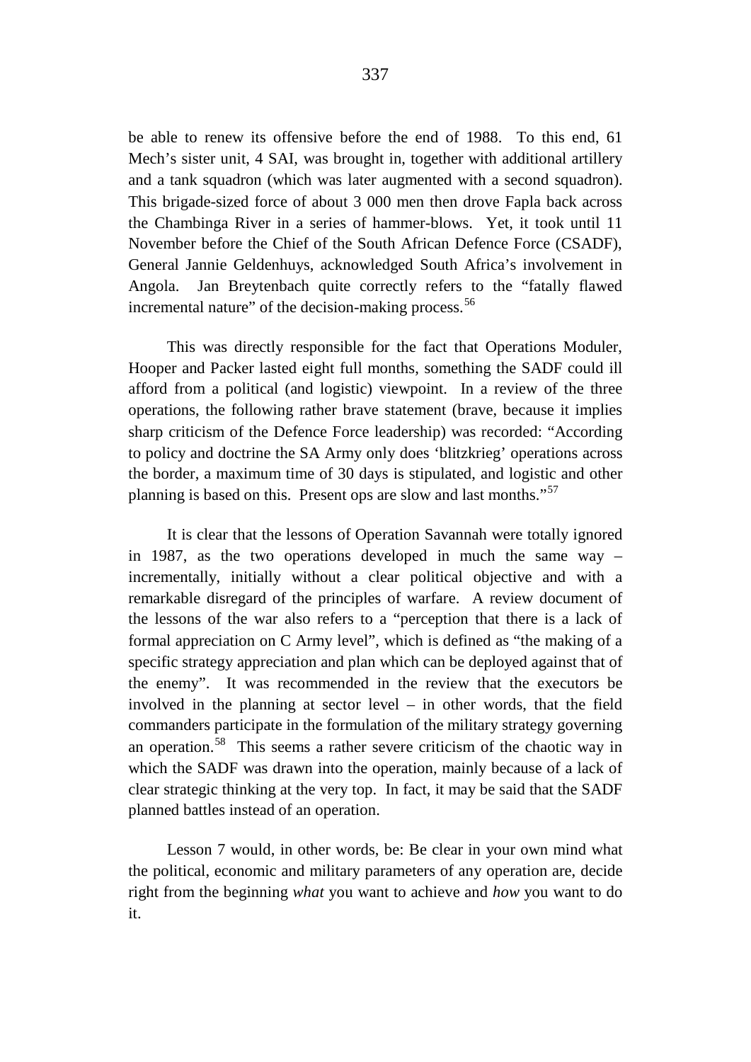be able to renew its offensive before the end of 1988. To this end, 61 Mech's sister unit, 4 SAI, was brought in, together with additional artillery and a tank squadron (which was later augmented with a second squadron). This brigade-sized force of about 3 000 men then drove Fapla back across the Chambinga River in a series of hammer-blows. Yet, it took until 11 November before the Chief of the South African Defence Force (CSADF), General Jannie Geldenhuys, acknowledged South Africa's involvement in Angola. Jan Breytenbach quite correctly refers to the "fatally flawed incremental nature" of the decision-making process.[56]

This was directly responsible for the fact that Operations Moduler, Hooper and Packer lasted eight full months, something the SADF could ill afford from a political (and logistic) viewpoint. In a review of the three operations, the following rather brave statement (brave, because it implies sharp criticism of the Defence Force leadership) was recorded: "According to policy and doctrine the SA Army only does 'blitzkrieg' operations across the border, a maximum time of 30 days is stipulated, and logistic and other planning is based on this. Present ops are slow and last months."[57]

It is clear that the lessons of Operation Savannah were totally ignored in 1987, as the two operations developed in much the same way – incrementally, initially without a clear political objective and with a remarkable disregard of the principles of warfare. A review document of the lessons of the war also refers to a "perception that there is a lack of formal appreciation on C Army level", which is defined as "the making of a specific strategy appreciation and plan which can be deployed against that of the enemy". It was recommended in the review that the executors be involved in the planning at sector level – in other words, that the field commanders participate in the formulation of the military strategy governing an operation.[58] This seems a rather severe criticism of the chaotic way in which the SADF was drawn into the operation, mainly because of a lack of clear strategic thinking at the very top. In fact, it may be said that the SADF planned battles instead of an operation.

Lesson 7 would, in other words, be: Be clear in your own mind what the political, economic and military parameters of any operation are, decide right from the beginning *what* you want to achieve and *how* you want to do it.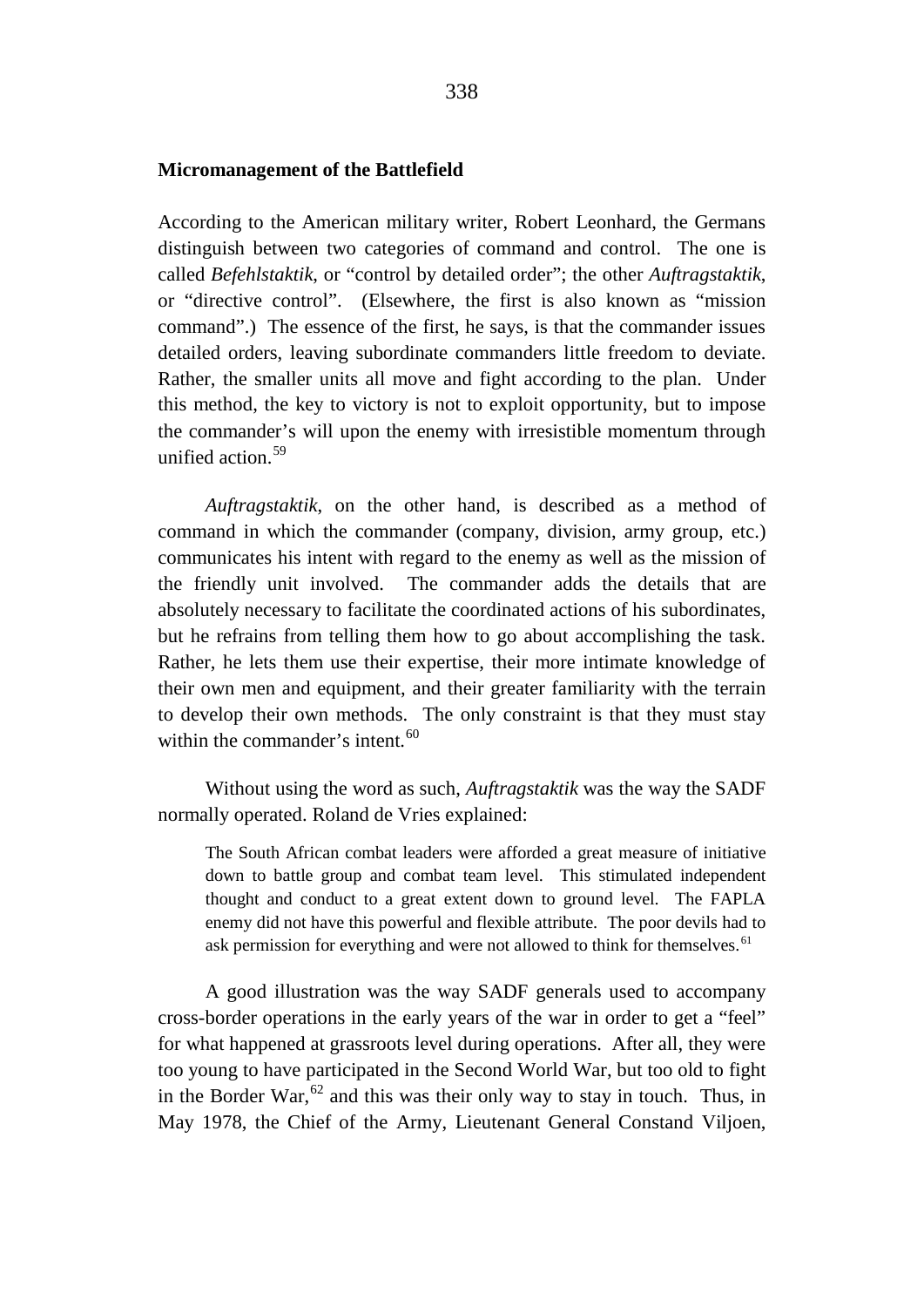**Micromanagement of the Battlefield**

According to the American military writer, Robert Leonhard, the Germans distinguish between two categories of command and control. The one is called *Befehlstaktik*, or "control by detailed order"; the other *Auftragstaktik*, or "directive control". (Elsewhere, the first is also known as "mission command".) The essence of the first, he says, is that the commander issues detailed orders, leaving subordinate commanders little freedom to deviate. Rather, the smaller units all move and fight according to the plan. Under this method, the key to victory is not to exploit opportunity, but to impose the commander's will upon the enemy with irresistible momentum through unified action.[59]

*Auftragstaktik*, on the other hand, is described as a method of command in which the commander (company, division, army group, etc.) communicates his intent with regard to the enemy as well as the mission of the friendly unit involved. The commander adds the details that are absolutely necessary to facilitate the coordinated actions of his subordinates, but he refrains from telling them how to go about accomplishing the task. Rather, he lets them use their expertise, their more intimate knowledge of their own men and equipment, and their greater familiarity with the terrain to develop their own methods. The only constraint is that they must stay within the commander's intent.[60]

Without using the word as such, *Auftragstaktik* was the way the SADF normally operated. Roland de Vries explained:

> The South African combat leaders were afforded a great measure of initiative down to battle group and combat team level. This stimulated independent thought and conduct to a great extent down to ground level. The FAPLA enemy did not have this powerful and flexible attribute. The poor devils had to ask permission for everything and were not allowed to think for themselves.[61]

A good illustration was the way SADF generals used to accompany cross-border operations in the early years of the war in order to get a "feel" for what happened at grassroots level during operations. After all, they were too young to have participated in the Second World War, but too old to fight in the Border War,[62] and this was their only way to stay in touch. Thus, in May 1978, the Chief of the Army, Lieutenant General Constand Viljoen,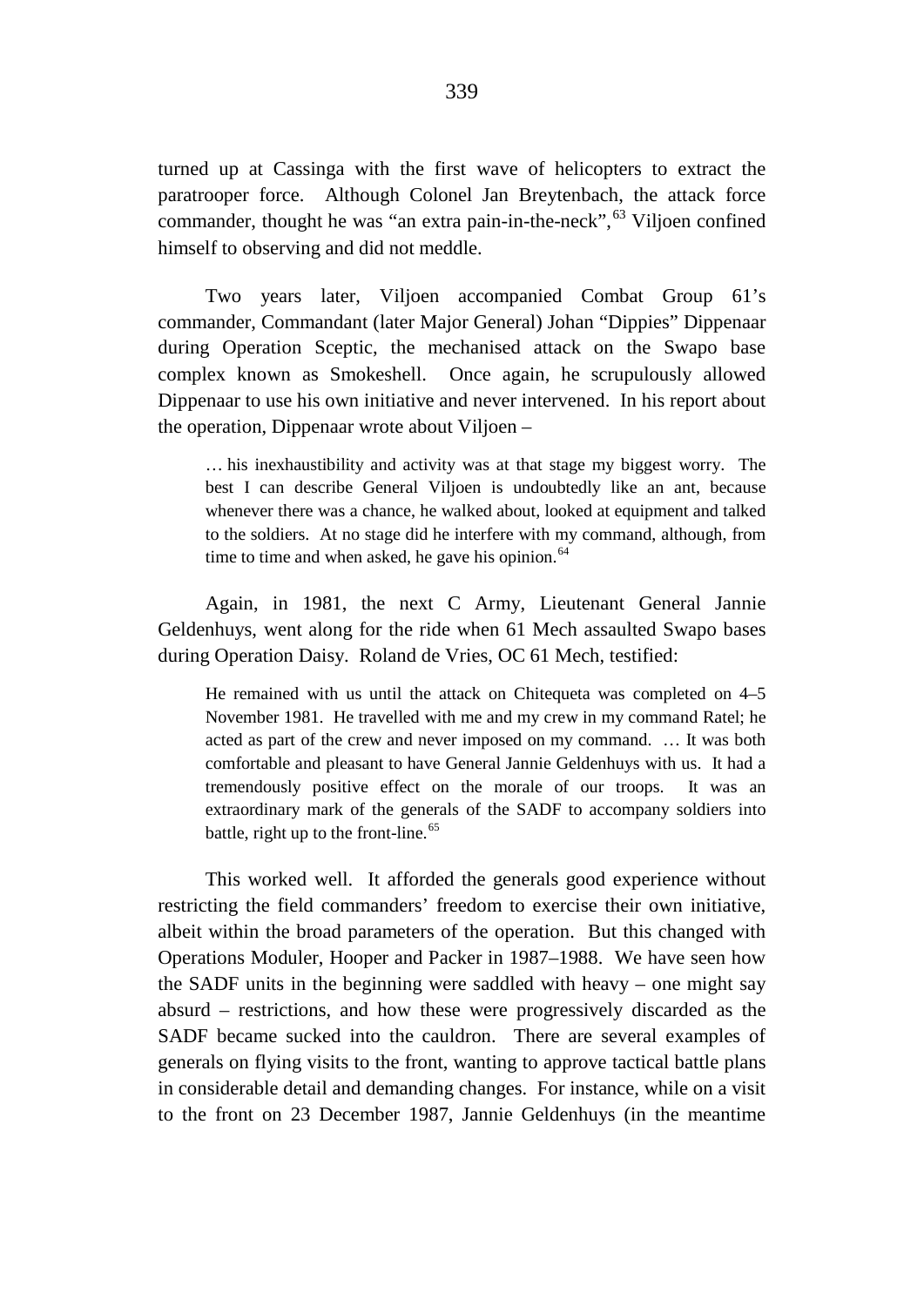turned up at Cassinga with the first wave of helicopters to extract the paratrooper force. Although Colonel Jan Breytenbach, the attack force commander, thought he was "an extra pain-in-the-neck",[63] Viljoen confined himself to observing and did not meddle.

Two years later, Viljoen accompanied Combat Group 61's commander, Commandant (later Major General) Johan "Dippies" Dippenaar during Operation Sceptic, the mechanised attack on the Swapo base complex known as Smokeshell. Once again, he scrupulously allowed Dippenaar to use his own initiative and never intervened. In his report about the operation, Dippenaar wrote about Viljoen –

> … his inexhaustibility and activity was at that stage my biggest worry. The best I can describe General Viljoen is undoubtedly like an ant, because whenever there was a chance, he walked about, looked at equipment and talked to the soldiers. At no stage did he interfere with my command, although, from time to time and when asked, he gave his opinion.[64]

Again, in 1981, the next C Army, Lieutenant General Jannie Geldenhuys, went along for the ride when 61 Mech assaulted Swapo bases during Operation Daisy. Roland de Vries, OC 61 Mech, testified:

> He remained with us until the attack on Chitequeta was completed on 4–5 November 1981. He travelled with me and my crew in my command Ratel; he acted as part of the crew and never imposed on my command. … It was both comfortable and pleasant to have General Jannie Geldenhuys with us. It had a tremendously positive effect on the morale of our troops. It was an extraordinary mark of the generals of the SADF to accompany soldiers into battle, right up to the front-line.[65]

This worked well. It afforded the generals good experience without restricting the field commanders' freedom to exercise their own initiative, albeit within the broad parameters of the operation. But this changed with Operations Moduler, Hooper and Packer in 1987–1988. We have seen how the SADF units in the beginning were saddled with heavy – one might say absurd – restrictions, and how these were progressively discarded as the SADF became sucked into the cauldron. There are several examples of generals on flying visits to the front, wanting to approve tactical battle plans in considerable detail and demanding changes. For instance, while on a visit to the front on 23 December 1987, Jannie Geldenhuys (in the meantime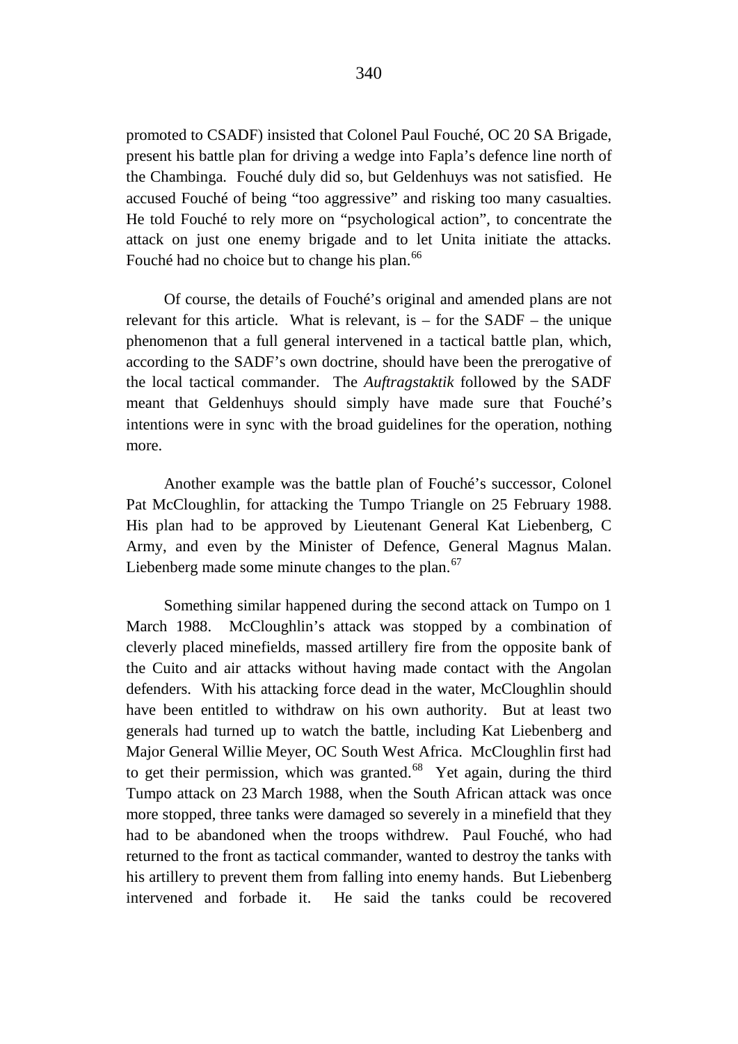promoted to CSADF) insisted that Colonel Paul Fouché, OC 20 SA Brigade, present his battle plan for driving a wedge into Fapla's defence line north of the Chambinga. Fouché duly did so, but Geldenhuys was not satisfied. He accused Fouché of being "too aggressive" and risking too many casualties. He told Fouché to rely more on "psychological action", to concentrate the attack on just one enemy brigade and to let Unita initiate the attacks. Fouché had no choice but to change his plan.[66]

Of course, the details of Fouché's original and amended plans are not relevant for this article. What is relevant, is – for the SADF – the unique phenomenon that a full general intervened in a tactical battle plan, which, according to the SADF's own doctrine, should have been the prerogative of the local tactical commander. The *Auftragstaktik* followed by the SADF meant that Geldenhuys should simply have made sure that Fouché's intentions were in sync with the broad guidelines for the operation, nothing more.

Another example was the battle plan of Fouché's successor, Colonel Pat McCloughlin, for attacking the Tumpo Triangle on 25 February 1988. His plan had to be approved by Lieutenant General Kat Liebenberg, C Army, and even by the Minister of Defence, General Magnus Malan. Liebenberg made some minute changes to the plan.[67]

Something similar happened during the second attack on Tumpo on 1 March 1988. McCloughlin's attack was stopped by a combination of cleverly placed minefields, massed artillery fire from the opposite bank of the Cuito and air attacks without having made contact with the Angolan defenders. With his attacking force dead in the water, McCloughlin should have been entitled to withdraw on his own authority. But at least two generals had turned up to watch the battle, including Kat Liebenberg and Major General Willie Meyer, OC South West Africa. McCloughlin first had to get their permission, which was granted.[68] Yet again, during the third Tumpo attack on 23 March 1988, when the South African attack was once more stopped, three tanks were damaged so severely in a minefield that they had to be abandoned when the troops withdrew. Paul Fouché, who had returned to the front as tactical commander, wanted to destroy the tanks with his artillery to prevent them from falling into enemy hands. But Liebenberg intervened and forbade it. He said the tanks could be recovered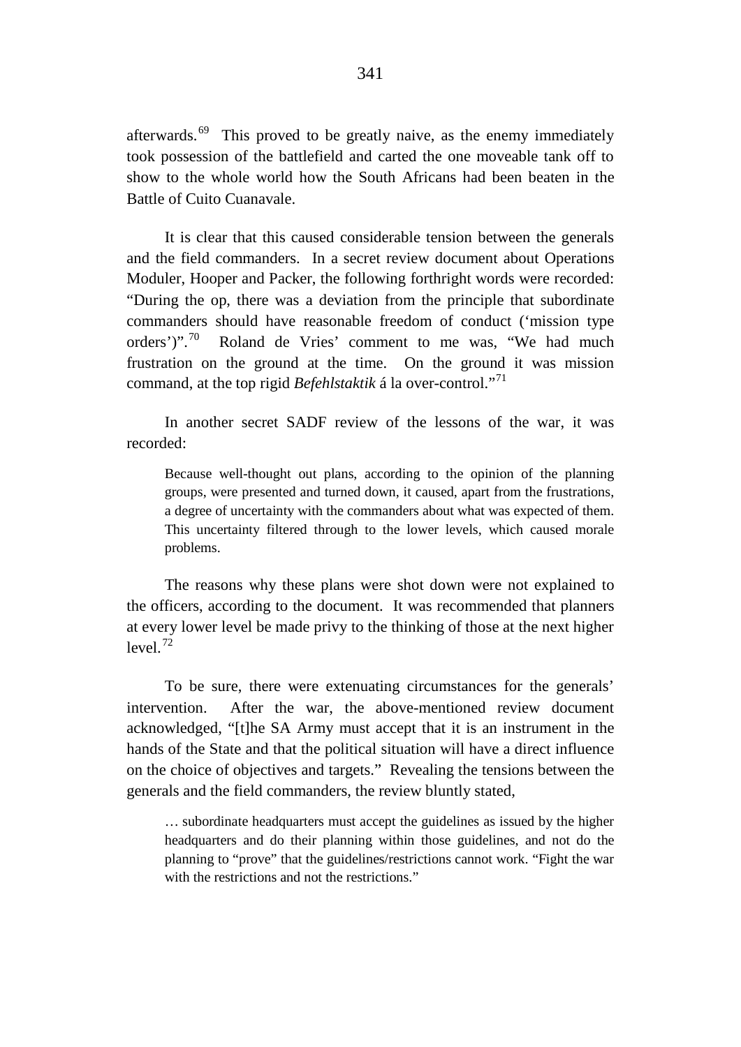afterwards.[69] This proved to be greatly naive, as the enemy immediately took possession of the battlefield and carted the one moveable tank off to show to the whole world how the South Africans had been beaten in the Battle of Cuito Cuanavale.

It is clear that this caused considerable tension between the generals and the field commanders. In a secret review document about Operations Moduler, Hooper and Packer, the following forthright words were recorded: "During the op, there was a deviation from the principle that subordinate commanders should have reasonable freedom of conduct ('mission type orders')".[70] Roland de Vries' comment to me was, "We had much frustration on the ground at the time. On the ground it was mission command, at the top rigid *Befehlstaktik* á la over-control."[71]

In another secret SADF review of the lessons of the war, it was recorded:

> Because well-thought out plans, according to the opinion of the planning groups, were presented and turned down, it caused, apart from the frustrations, a degree of uncertainty with the commanders about what was expected of them. This uncertainty filtered through to the lower levels, which caused morale problems.

The reasons why these plans were shot down were not explained to the officers, according to the document. It was recommended that planners at every lower level be made privy to the thinking of those at the next higher level.[72]

To be sure, there were extenuating circumstances for the generals' intervention. After the war, the above-mentioned review document acknowledged, "[t]he SA Army must accept that it is an instrument in the hands of the State and that the political situation will have a direct influence on the choice of objectives and targets." Revealing the tensions between the generals and the field commanders, the review bluntly stated,

> … subordinate headquarters must accept the guidelines as issued by the higher headquarters and do their planning within those guidelines, and not do the planning to "prove" that the guidelines/restrictions cannot work. "Fight the war with the restrictions and not the restrictions."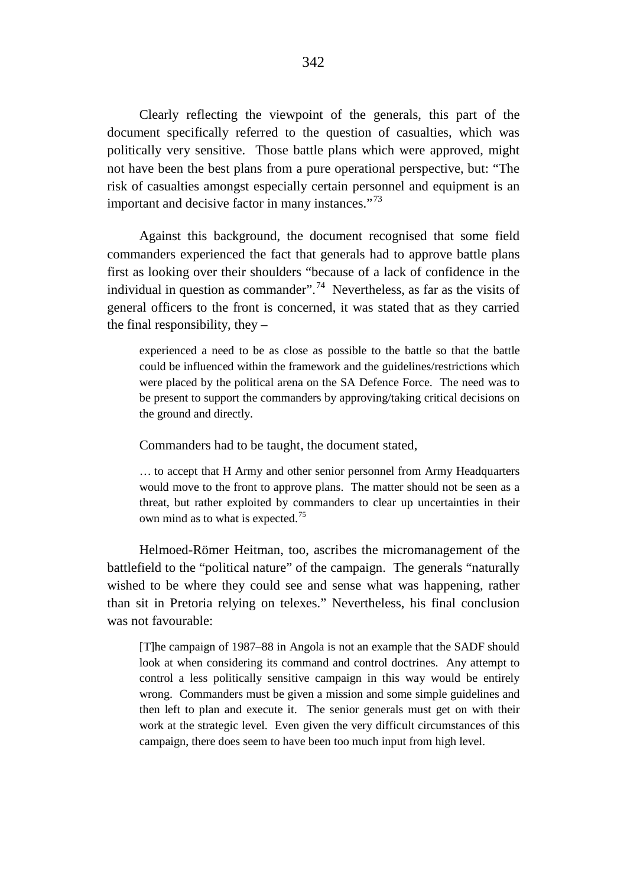Clearly reflecting the viewpoint of the generals, this part of the document specifically referred to the question of casualties, which was politically very sensitive. Those battle plans which were approved, might not have been the best plans from a pure operational perspective, but: "The risk of casualties amongst especially certain personnel and equipment is an important and decisive factor in many instances."[73]

Against this background, the document recognised that some field commanders experienced the fact that generals had to approve battle plans first as looking over their shoulders "because of a lack of confidence in the individual in question as commander".[74] Nevertheless, as far as the visits of general officers to the front is concerned, it was stated that as they carried the final responsibility, they –

> experienced a need to be as close as possible to the battle so that the battle could be influenced within the framework and the guidelines/restrictions which were placed by the political arena on the SA Defence Force. The need was to be present to support the commanders by approving/taking critical decisions on the ground and directly.

Commanders had to be taught, the document stated,

> … to accept that H Army and other senior personnel from Army Headquarters would move to the front to approve plans. The matter should not be seen as a threat, but rather exploited by commanders to clear up uncertainties in their own mind as to what is expected.[75]

Helmoed-Römer Heitman, too, ascribes the micromanagement of the battlefield to the "political nature" of the campaign. The generals "naturally wished to be where they could see and sense what was happening, rather than sit in Pretoria relying on telexes." Nevertheless, his final conclusion was not favourable:

> [T]he campaign of 1987–88 in Angola is not an example that the SADF should look at when considering its command and control doctrines. Any attempt to control a less politically sensitive campaign in this way would be entirely wrong. Commanders must be given a mission and some simple guidelines and then left to plan and execute it. The senior generals must get on with their work at the strategic level. Even given the very difficult circumstances of this campaign, there does seem to have been too much input from high level.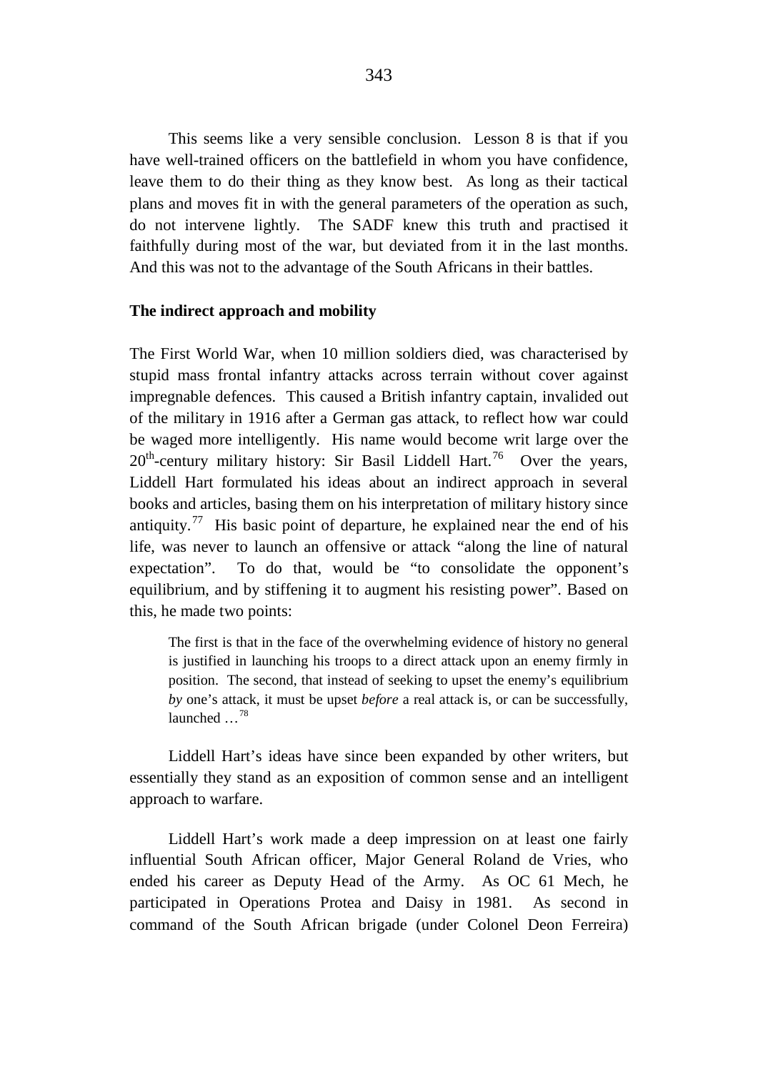This seems like a very sensible conclusion. Lesson 8 is that if you have well-trained officers on the battlefield in whom you have confidence, leave them to do their thing as they know best. As long as their tactical plans and moves fit in with the general parameters of the operation as such, do not intervene lightly. The SADF knew this truth and practised it faithfully during most of the war, but deviated from it in the last months. And this was not to the advantage of the South Africans in their battles.

**The indirect approach and mobility**

The First World War, when 10 million soldiers died, was characterised by stupid mass frontal infantry attacks across terrain without cover against impregnable defences. This caused a British infantry captain, invalided out of the military in 1916 after a German gas attack, to reflect how war could be waged more intelligently. His name would become writ large over the 20th-century military history: Sir Basil Liddell Hart.[76] Over the years, Liddell Hart formulated his ideas about an indirect approach in several books and articles, basing them on his interpretation of military history since antiquity.[77] His basic point of departure, he explained near the end of his life, was never to launch an offensive or attack "along the line of natural expectation". To do that, would be "to consolidate the opponent's equilibrium, and by stiffening it to augment his resisting power". Based on this, he made two points:

> The first is that in the face of the overwhelming evidence of history no general is justified in launching his troops to a direct attack upon an enemy firmly in position. The second, that instead of seeking to upset the enemy's equilibrium *by* one's attack, it must be upset *before* a real attack is, or can be successfully, launched …[78]

Liddell Hart's ideas have since been expanded by other writers, but essentially they stand as an exposition of common sense and an intelligent approach to warfare.

Liddell Hart's work made a deep impression on at least one fairly influential South African officer, Major General Roland de Vries, who ended his career as Deputy Head of the Army. As OC 61 Mech, he participated in Operations Protea and Daisy in 1981. As second in command of the South African brigade (under Colonel Deon Ferreira)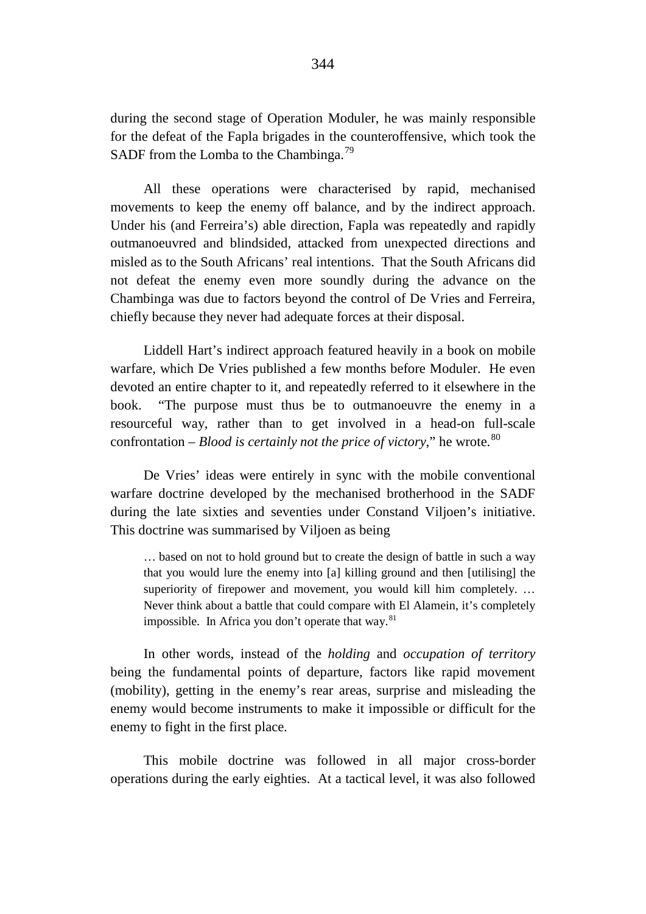during the second stage of Operation Moduler, he was mainly responsible for the defeat of the Fapla brigades in the counteroffensive, which took the SADF from the Lomba to the Chambinga.[79]

All these operations were characterised by rapid, mechanised movements to keep the enemy off balance, and by the indirect approach. Under his (and Ferreira's) able direction, Fapla was repeatedly and rapidly outmanoeuvred and blindsided, attacked from unexpected directions and misled as to the South Africans' real intentions. That the South Africans did not defeat the enemy even more soundly during the advance on the Chambinga was due to factors beyond the control of De Vries and Ferreira, chiefly because they never had adequate forces at their disposal.

Liddell Hart's indirect approach featured heavily in a book on mobile warfare, which De Vries published a few months before Moduler. He even devoted an entire chapter to it, and repeatedly referred to it elsewhere in the book. "The purpose must thus be to outmanoeuvre the enemy in a resourceful way, rather than to get involved in a head-on full-scale confrontation – *Blood is certainly not the price of victory*," he wrote.[80]

De Vries' ideas were entirely in sync with the mobile conventional warfare doctrine developed by the mechanised brotherhood in the SADF during the late sixties and seventies under Constand Viljoen's initiative. This doctrine was summarised by Viljoen as being

> … based on not to hold ground but to create the design of battle in such a way that you would lure the enemy into [a] killing ground and then [utilising] the superiority of firepower and movement, you would kill him completely. … Never think about a battle that could compare with El Alamein, it's completely impossible. In Africa you don't operate that way.[81]

In other words, instead of the *holding* and *occupation of territory* being the fundamental points of departure, factors like rapid movement (mobility), getting in the enemy's rear areas, surprise and misleading the enemy would become instruments to make it impossible or difficult for the enemy to fight in the first place.

This mobile doctrine was followed in all major cross-border operations during the early eighties. At a tactical level, it was also followed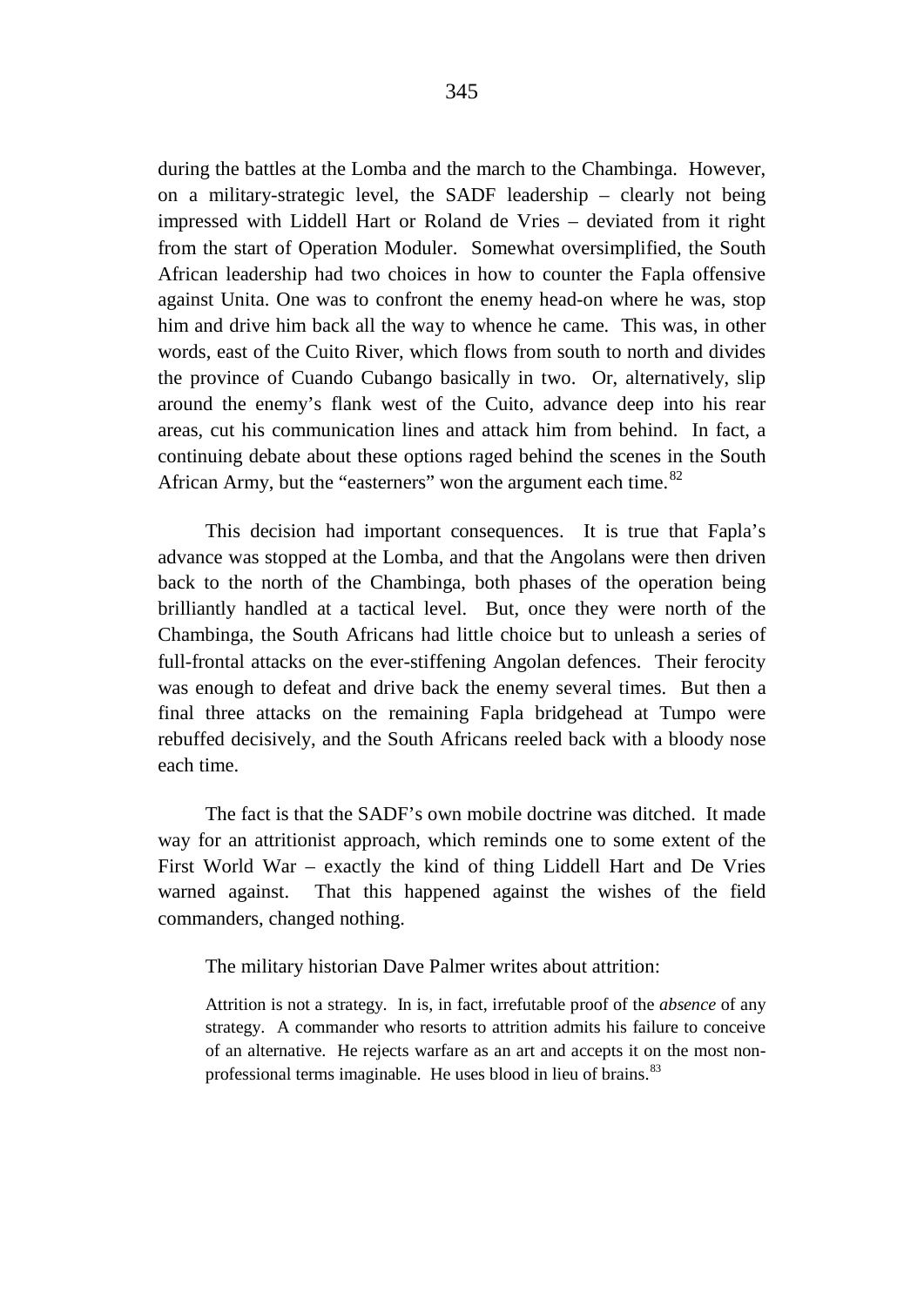during the battles at the Lomba and the march to the Chambinga. However, on a military-strategic level, the SADF leadership – clearly not being impressed with Liddell Hart or Roland de Vries – deviated from it right from the start of Operation Moduler. Somewhat oversimplified, the South African leadership had two choices in how to counter the Fapla offensive against Unita. One was to confront the enemy head-on where he was, stop him and drive him back all the way to whence he came. This was, in other words, east of the Cuito River, which flows from south to north and divides the province of Cuando Cubango basically in two. Or, alternatively, slip around the enemy's flank west of the Cuito, advance deep into his rear areas, cut his communication lines and attack him from behind. In fact, a continuing debate about these options raged behind the scenes in the South African Army, but the "easterners" won the argument each time.[82]

This decision had important consequences. It is true that Fapla's advance was stopped at the Lomba, and that the Angolans were then driven back to the north of the Chambinga, both phases of the operation being brilliantly handled at a tactical level. But, once they were north of the Chambinga, the South Africans had little choice but to unleash a series of full-frontal attacks on the ever-stiffening Angolan defences. Their ferocity was enough to defeat and drive back the enemy several times. But then a final three attacks on the remaining Fapla bridgehead at Tumpo were rebuffed decisively, and the South Africans reeled back with a bloody nose each time.

The fact is that the SADF's own mobile doctrine was ditched. It made way for an attritionist approach, which reminds one to some extent of the First World War – exactly the kind of thing Liddell Hart and De Vries warned against. That this happened against the wishes of the field commanders, changed nothing.

The military historian Dave Palmer writes about attrition:

> Attrition is not a strategy. In is, in fact, irrefutable proof of the *absence* of any strategy. A commander who resorts to attrition admits his failure to conceive of an alternative. He rejects warfare as an art and accepts it on the most non-professional terms imaginable. He uses blood in lieu of brains.[83]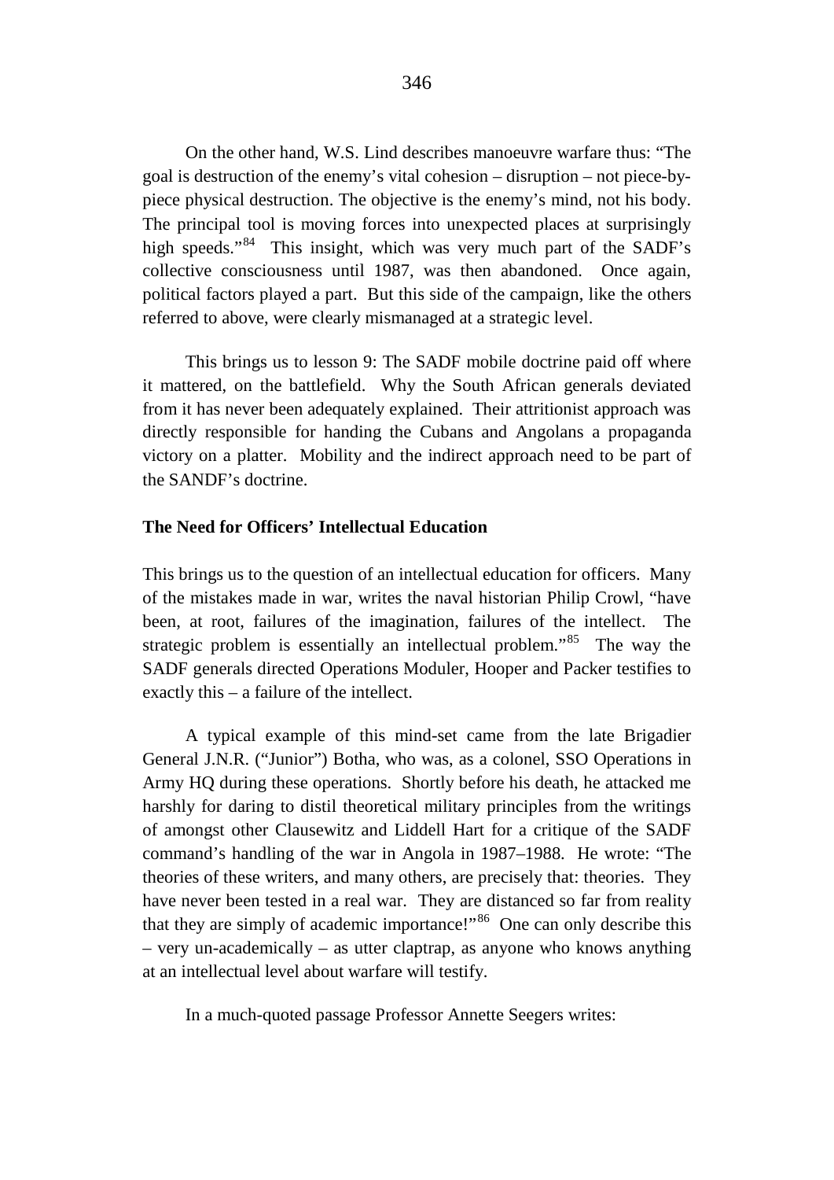On the other hand, W.S. Lind describes manoeuvre warfare thus: "The goal is destruction of the enemy's vital cohesion – disruption – not piece-by-piece physical destruction. The objective is the enemy's mind, not his body. The principal tool is moving forces into unexpected places at surprisingly high speeds."[84] This insight, which was very much part of the SADF's collective consciousness until 1987, was then abandoned. Once again, political factors played a part. But this side of the campaign, like the others referred to above, were clearly mismanaged at a strategic level.

This brings us to lesson 9: The SADF mobile doctrine paid off where it mattered, on the battlefield. Why the South African generals deviated from it has never been adequately explained. Their attritionist approach was directly responsible for handing the Cubans and Angolans a propaganda victory on a platter. Mobility and the indirect approach need to be part of the SANDF's doctrine.

**The Need for Officers' Intellectual Education**

This brings us to the question of an intellectual education for officers. Many of the mistakes made in war, writes the naval historian Philip Crowl, "have been, at root, failures of the imagination, failures of the intellect. The strategic problem is essentially an intellectual problem."[85] The way the SADF generals directed Operations Moduler, Hooper and Packer testifies to exactly this – a failure of the intellect.

A typical example of this mind-set came from the late Brigadier General J.N.R. ("Junior") Botha, who was, as a colonel, SSO Operations in Army HQ during these operations. Shortly before his death, he attacked me harshly for daring to distil theoretical military principles from the writings of amongst other Clausewitz and Liddell Hart for a critique of the SADF command's handling of the war in Angola in 1987–1988. He wrote: "The theories of these writers, and many others, are precisely that: theories. They have never been tested in a real war. They are distanced so far from reality that they are simply of academic importance!"[86] One can only describe this – very un-academically – as utter claptrap, as anyone who knows anything at an intellectual level about warfare will testify.

In a much-quoted passage Professor Annette Seegers writes: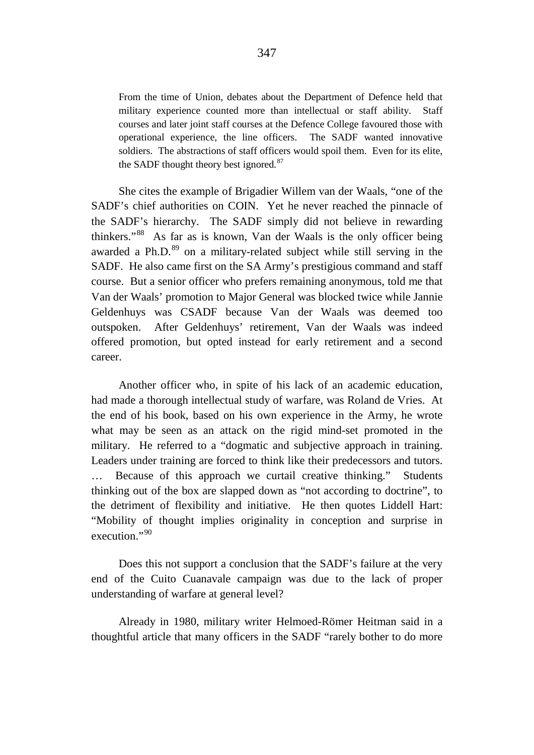> From the time of Union, debates about the Department of Defence held that military experience counted more than intellectual or staff ability. Staff courses and later joint staff courses at the Defence College favoured those with operational experience, the line officers. The SADF wanted innovative soldiers. The abstractions of staff officers would spoil them. Even for its elite, the SADF thought theory best ignored.[87]

She cites the example of Brigadier Willem van der Waals, "one of the SADF's chief authorities on COIN. Yet he never reached the pinnacle of the SADF's hierarchy. The SADF simply did not believe in rewarding thinkers."[88] As far as is known, Van der Waals is the only officer being awarded a Ph.D.[89] on a military-related subject while still serving in the SADF. He also came first on the SA Army's prestigious command and staff course. But a senior officer who prefers remaining anonymous, told me that Van der Waals' promotion to Major General was blocked twice while Jannie Geldenhuys was CSADF because Van der Waals was deemed too outspoken. After Geldenhuys' retirement, Van der Waals was indeed offered promotion, but opted instead for early retirement and a second career.

Another officer who, in spite of his lack of an academic education, had made a thorough intellectual study of warfare, was Roland de Vries. At the end of his book, based on his own experience in the Army, he wrote what may be seen as an attack on the rigid mind-set promoted in the military. He referred to a "dogmatic and subjective approach in training. Leaders under training are forced to think like their predecessors and tutors. … Because of this approach we curtail creative thinking." Students thinking out of the box are slapped down as "not according to doctrine", to the detriment of flexibility and initiative. He then quotes Liddell Hart: "Mobility of thought implies originality in conception and surprise in execution."[90]

Does this not support a conclusion that the SADF's failure at the very end of the Cuito Cuanavale campaign was due to the lack of proper understanding of warfare at general level?

Already in 1980, military writer Helmoed-Römer Heitman said in a thoughtful article that many officers in the SADF "rarely bother to do more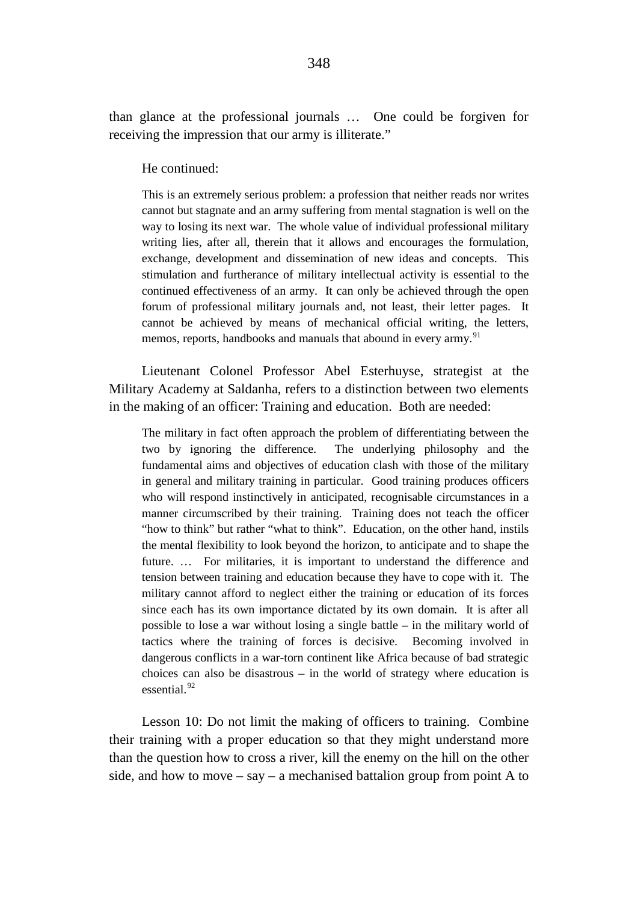than glance at the professional journals … One could be forgiven for receiving the impression that our army is illiterate."

He continued:

> This is an extremely serious problem: a profession that neither reads nor writes cannot but stagnate and an army suffering from mental stagnation is well on the way to losing its next war. The whole value of individual professional military writing lies, after all, therein that it allows and encourages the formulation, exchange, development and dissemination of new ideas and concepts. This stimulation and furtherance of military intellectual activity is essential to the continued effectiveness of an army. It can only be achieved through the open forum of professional military journals and, not least, their letter pages. It cannot be achieved by means of mechanical official writing, the letters, memos, reports, handbooks and manuals that abound in every army.[91]

Lieutenant Colonel Professor Abel Esterhuyse, strategist at the Military Academy at Saldanha, refers to a distinction between two elements in the making of an officer: Training and education. Both are needed:

> The military in fact often approach the problem of differentiating between the two by ignoring the difference. The underlying philosophy and the fundamental aims and objectives of education clash with those of the military in general and military training in particular. Good training produces officers who will respond instinctively in anticipated, recognisable circumstances in a manner circumscribed by their training. Training does not teach the officer "how to think" but rather "what to think". Education, on the other hand, instils the mental flexibility to look beyond the horizon, to anticipate and to shape the future. … For militaries, it is important to understand the difference and tension between training and education because they have to cope with it. The military cannot afford to neglect either the training or education of its forces since each has its own importance dictated by its own domain. It is after all possible to lose a war without losing a single battle – in the military world of tactics where the training of forces is decisive. Becoming involved in dangerous conflicts in a war-torn continent like Africa because of bad strategic choices can also be disastrous – in the world of strategy where education is essential.[92]

Lesson 10: Do not limit the making of officers to training. Combine their training with a proper education so that they might understand more than the question how to cross a river, kill the enemy on the hill on the other side, and how to move – say – a mechanised battalion group from point A to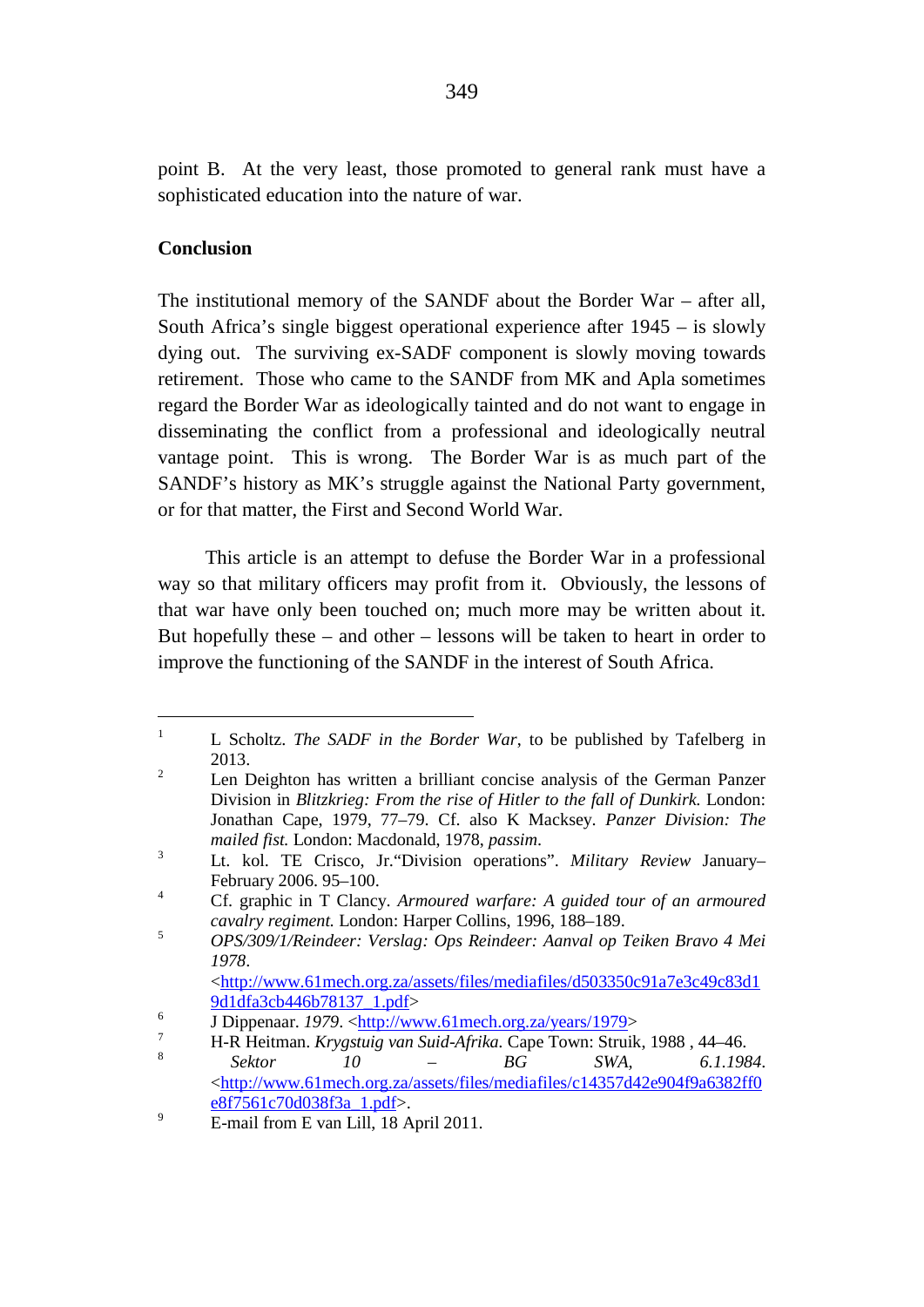point B. At the very least, those promoted to general rank must have a sophisticated education into the nature of war.

## Conclusion

The institutional memory of the SANDF about the Border War – after all, South Africa's single biggest operational experience after 1945 – is slowly dying out. The surviving ex-SADF component is slowly moving towards retirement. Those who came to the SANDF from MK and Apla sometimes regard the Border War as ideologically tainted and do not want to engage in disseminating the conflict from a professional and ideologically neutral vantage point. This is wrong. The Border War is as much part of the SANDF's history as MK's struggle against the National Party government, or for that matter, the First and Second World War.

This article is an attempt to defuse the Border War in a professional way so that military officers may profit from it. Obviously, the lessons of that war have only been touched on; much more may be written about it. But hopefully these – and other – lessons will be taken to heart in order to improve the functioning of the SANDF in the interest of South Africa.

---

1. L Scholtz. *The SADF in the Border War*, to be published by Tafelberg in 2013.
2. Len Deighton has written a brilliant concise analysis of the German Panzer Division in *Blitzkrieg: From the rise of Hitler to the fall of Dunkirk.* London: Jonathan Cape, 1979, 77–79. Cf. also K Macksey. *Panzer Division: The mailed fist.* London: Macdonald, 1978, *passim*.
3. Lt. kol. TE Crisco, Jr."Division operations". *Military Review* January–February 2006. 95–100.
4. Cf. graphic in T Clancy. *Armoured warfare: A guided tour of an armoured cavalry regiment.* London: Harper Collins, 1996, 188–189.
5. *OPS/309/1/Reindeer: Verslag: Ops Reindeer: Aanval op Teiken Bravo 4 Mei 1978*. <http://www.61mech.org.za/assets/files/mediafiles/d503350c91a7e3c49c83d19d1dfa3cb446b78137_1.pdf>
6. J Dippenaar. *1979*. <http://www.61mech.org.za/years/1979>
7. H-R Heitman. *Krygstuig van Suid-Afrika.* Cape Town: Struik, 1988 , 44–46.
8. *Sektor 10 – BG SWA, 6.1.1984*. <http://www.61mech.org.za/assets/files/mediafiles/c14357d42e904f9a6382ff0e8f7561c70d038f3a_1.pdf>.
9. E-mail from E van Lill, 18 April 2011.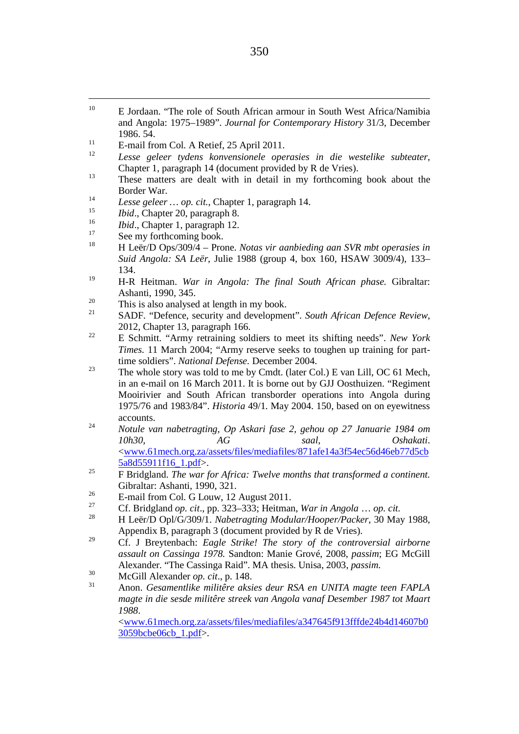[10] E Jordaan. "The role of South African armour in South West Africa/Namibia and Angola: 1975–1989". *Journal for Contemporary History* 31/3, December 1986. 54.

[11] E-mail from Col. A Retief, 25 April 2011.

[12] *Lesse geleer tydens konvensionele operasies in die westelike subteater*, Chapter 1, paragraph 14 (document provided by R de Vries).

[13] These matters are dealt with in detail in my forthcoming book about the Border War.

[14] *Lesse geleer … op. cit.*, Chapter 1, paragraph 14.

[15] *Ibid*., Chapter 20, paragraph 8.

[16] *Ibid*., Chapter 1, paragraph 12.

[17] See my forthcoming book.

[18] H Leër/D Ops/309/4 – Prone. *Notas vir aanbieding aan SVR mbt operasies in Suid Angola: SA Leër*, Julie 1988 (group 4, box 160, HSAW 3009/4), 133–134.

[19] H-R Heitman. *War in Angola: The final South African phase.* Gibraltar: Ashanti, 1990, 345.

[20] This is also analysed at length in my book.

[21] SADF. "Defence, security and development". *South African Defence Review*, 2012, Chapter 13, paragraph 166.

[22] E Schmitt. "Army retraining soldiers to meet its shifting needs". *New York Times.* 11 March 2004; "Army reserve seeks to toughen up training for part-time soldiers". *National Defense.* December 2004.

[23] The whole story was told to me by Cmdt. (later Col.) E van Lill, OC 61 Mech, in an e-mail on 16 March 2011. It is borne out by GJJ Oosthuizen. "Regiment Mooirivier and South African transborder operations into Angola during 1975/76 and 1983/84". *Historia* 49/1. May 2004. 150, based on on eyewitness accounts.

[24] *Notule van nabetragting, Op Askari fase 2, gehou op 27 Januarie 1984 om 10h30, AG saal, Oshakati*. <www.61mech.org.za/assets/files/mediafiles/871afe14a3f54ec56d46eb77d5cb5a8d55911f16_1.pdf>.

[25] F Bridgland. *The war for Africa: Twelve months that transformed a continent.* Gibraltar: Ashanti, 1990, 321.

[26] E-mail from Col. G Louw, 12 August 2011.

[27] Cf. Bridgland *op. cit*., pp. 323–333; Heitman, *War in Angola … op. cit.*

[28] H Leër/D Opl/G/309/1. *Nabetragting Modular/Hooper/Packer*, 30 May 1988, Appendix B, paragraph 3 (document provided by R de Vries).

[29] Cf. J Breytenbach: *Eagle Strike! The story of the controversial airborne assault on Cassinga 1978.* Sandton: Manie Grové, 2008, *passim*; EG McGill Alexander. "The Cassinga Raid". MA thesis. Unisa, 2003, *passim.*

[30] McGill Alexander *op. cit*., p. 148.

[31] Anon. *Gesamentlike militêre aksies deur RSA en UNITA magte teen FAPLA magte in die sesde militêre streek van Angola vanaf Desember 1987 tot Maart 1988*. <www.61mech.org.za/assets/files/mediafiles/a347645f913fffde24b4d14607b03059bcbe06cb_1.pdf>.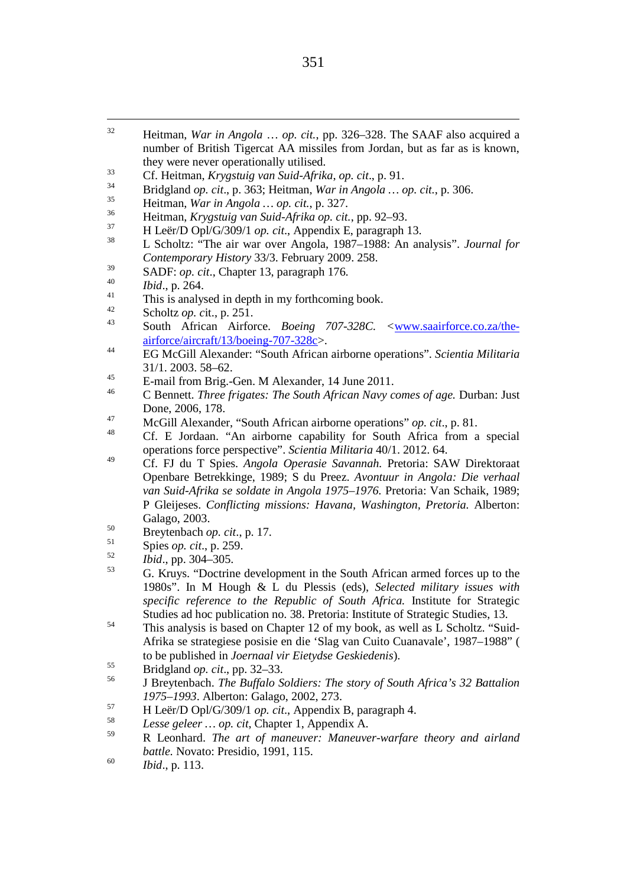[32] Heitman, *War in Angola … op. cit.*, pp. 326–328. The SAAF also acquired a number of British Tigercat AA missiles from Jordan, but as far as is known, they were never operationally utilised.

[33] Cf. Heitman, *Krygstuig van Suid-Afrika*, *op. cit*., p. 91.

[34] Bridgland *op. cit*., p. 363; Heitman, *War in Angola … op. cit.*, p. 306.

[35] Heitman, *War in Angola … op. cit.*, p. 327.

[36] Heitman, *Krygstuig van Suid-Afrika op. cit.*, pp. 92–93.

[37] H Leër/D Opl/G/309/1 *op. cit*., Appendix E, paragraph 13.

[38] L Scholtz: "The air war over Angola, 1987–1988: An analysis". *Journal for Contemporary History* 33/3. February 2009. 258.

[39] SADF: *op. cit*., Chapter 13, paragraph 176.

[40] *Ibid*., p. 264.

[41] This is analysed in depth in my forthcoming book.

[42] Scholtz *op. c*it., p. 251.

[43] South African Airforce. *Boeing 707-328C.* <www.saairforce.co.za/the-airforce/aircraft/13/boeing-707-328c>.

[44] EG McGill Alexander: "South African airborne operations". *Scientia Militaria* 31/1. 2003. 58–62.

[45] E-mail from Brig.-Gen. M Alexander, 14 June 2011.

[46] C Bennett. *Three frigates: The South African Navy comes of age.* Durban: Just Done, 2006, 178.

[47] McGill Alexander, "South African airborne operations" *op. cit*., p. 81.

[48] Cf. E Jordaan. "An airborne capability for South Africa from a special operations force perspective". *Scientia Militaria* 40/1. 2012. 64.

[49] Cf. FJ du T Spies. *Angola Operasie Savannah.* Pretoria: SAW Direktoraat Openbare Betrekkinge, 1989; S du Preez. *Avontuur in Angola: Die verhaal van Suid-Afrika se soldate in Angola 1975–1976.* Pretoria: Van Schaik, 1989; P Gleijeses. *Conflicting missions: Havana, Washington, Pretoria.* Alberton: Galago, 2003.

[50] Breytenbach *op. cit*., p. 17.

[51] Spies *op. cit*., p. 259.

[52] *Ibid*., pp. 304–305.

[53] G. Kruys. "Doctrine development in the South African armed forces up to the 1980s". In M Hough & L du Plessis (eds), *Selected military issues with specific reference to the Republic of South Africa.* Institute for Strategic Studies ad hoc publication no. 38. Pretoria: Institute of Strategic Studies, 13.

[54] This analysis is based on Chapter 12 of my book, as well as L Scholtz. "Suid-Afrika se strategiese posisie en die 'Slag van Cuito Cuanavale', 1987–1988" ( to be published in *Joernaal vir Eietydse Geskiedenis*).

[55] Bridgland *op. cit*., pp. 32–33.

[56] J Breytenbach. *The Buffalo Soldiers: The story of South Africa's 32 Battalion 1975–1993*. Alberton: Galago, 2002, 273.

[57] H Leër/D Opl/G/309/1 *op. cit*., Appendix B, paragraph 4.

[58] *Lesse geleer … op. cit*, Chapter 1, Appendix A.

[59] R Leonhard. *The art of maneuver: Maneuver-warfare theory and airland battle.* Novato: Presidio, 1991, 115.

[60] *Ibid*., p. 113.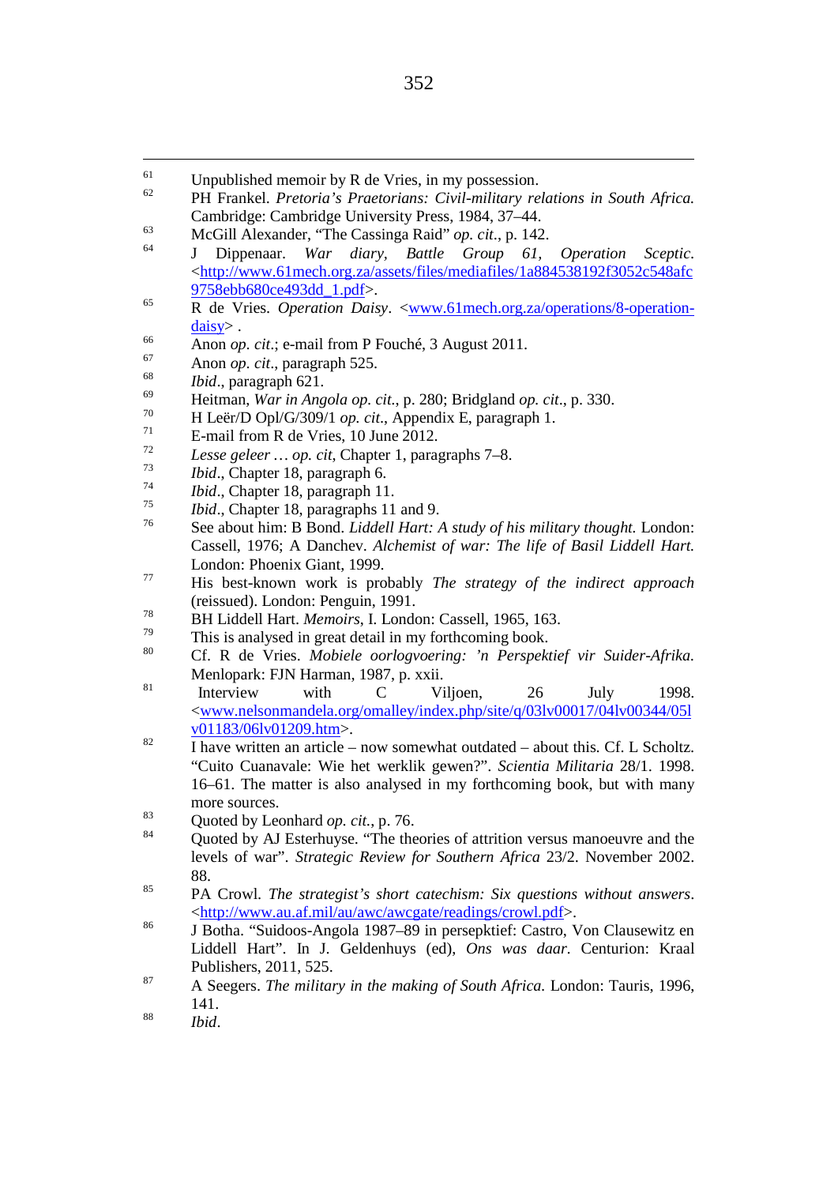[61] Unpublished memoir by R de Vries, in my possession.

[62] PH Frankel. *Pretoria's Praetorians: Civil-military relations in South Africa.* Cambridge: Cambridge University Press, 1984, 37–44.

[63] McGill Alexander, "The Cassinga Raid" *op. cit*., p. 142.

[64] J Dippenaar. *War diary, Battle Group 61, Operation Sceptic*. <http://www.61mech.org.za/assets/files/mediafiles/1a884538192f3052c548afc9758ebb680ce493dd_1.pdf>.

[65] R de Vries. *Operation Daisy*. <www.61mech.org.za/operations/8-operation-daisy> .

[66] Anon *op. cit*.; e-mail from P Fouché, 3 August 2011.

[67] Anon *op. cit*., paragraph 525.

[68] *Ibid*., paragraph 621.

[69] Heitman, *War in Angola op. cit.*, p. 280; Bridgland *op. cit*., p. 330.

[70] H Leër/D Opl/G/309/1 *op. cit*., Appendix E, paragraph 1.

[71] E-mail from R de Vries, 10 June 2012.

[72] *Lesse geleer … op. cit*, Chapter 1, paragraphs 7–8.

[73] *Ibid*., Chapter 18, paragraph 6.

[74] *Ibid*., Chapter 18, paragraph 11.

[75] *Ibid*., Chapter 18, paragraphs 11 and 9.

[76] See about him: B Bond. *Liddell Hart: A study of his military thought.* London: Cassell, 1976; A Danchev. *Alchemist of war: The life of Basil Liddell Hart.* London: Phoenix Giant, 1999.

[77] His best-known work is probably *The strategy of the indirect approach* (reissued). London: Penguin, 1991.

[78] BH Liddell Hart. *Memoirs*, I. London: Cassell, 1965, 163.

[79] This is analysed in great detail in my forthcoming book.

[80] Cf. R de Vries. *Mobiele oorlogvoering: 'n Perspektief vir Suider-Afrika.* Menlopark: FJN Harman, 1987, p. xxii.

[81] Interview with C Viljoen, 26 July 1998. <www.nelsonmandela.org/omalley/index.php/site/q/03lv00017/04lv00344/05lv01183/06lv01209.htm>.

[82] I have written an article – now somewhat outdated – about this. Cf. L Scholtz. "Cuito Cuanavale: Wie het werklik gewen?". *Scientia Militaria* 28/1. 1998. 16–61. The matter is also analysed in my forthcoming book, but with many more sources.

[83] Quoted by Leonhard *op. cit.*, p. 76.

[84] Quoted by AJ Esterhuyse. "The theories of attrition versus manoeuvre and the levels of war". *Strategic Review for Southern Africa* 23/2. November 2002. 88.

[85] PA Crowl. *The strategist's short catechism: Six questions without answers*. <http://www.au.af.mil/au/awc/awcgate/readings/crowl.pdf>.

[86] J Botha. "Suidoos-Angola 1987–89 in persepktief: Castro, Von Clausewitz en Liddell Hart". In J. Geldenhuys (ed), *Ons was daar.* Centurion: Kraal Publishers, 2011, 525.

[87] A Seegers. *The military in the making of South Africa.* London: Tauris, 1996, 141.

[88] *Ibid*.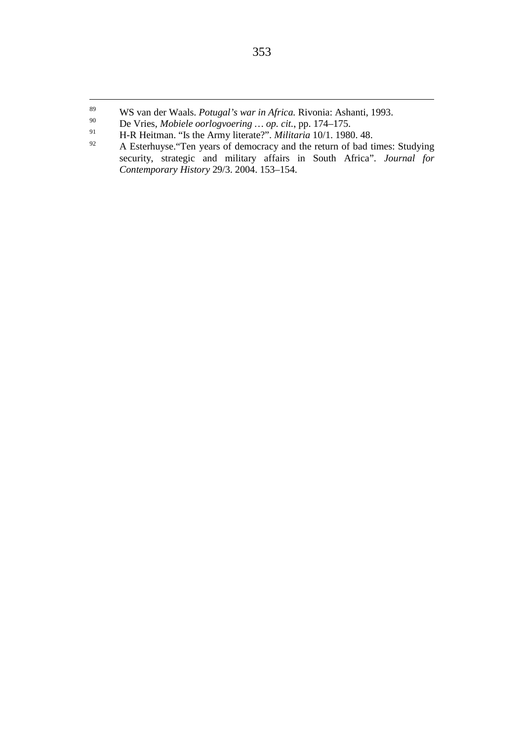[89] WS van der Waals. *Potugal's war in Africa.* Rivonia: Ashanti, 1993.

[90] De Vries, *Mobiele oorlogvoering … op. cit.*, pp. 174–175.

[91] H-R Heitman. "Is the Army literate?". *Militaria* 10/1. 1980. 48.

[92] A Esterhuyse."Ten years of democracy and the return of bad times: Studying security, strategic and military affairs in South Africa". *Journal for Contemporary History* 29/3. 2004. 153–154.